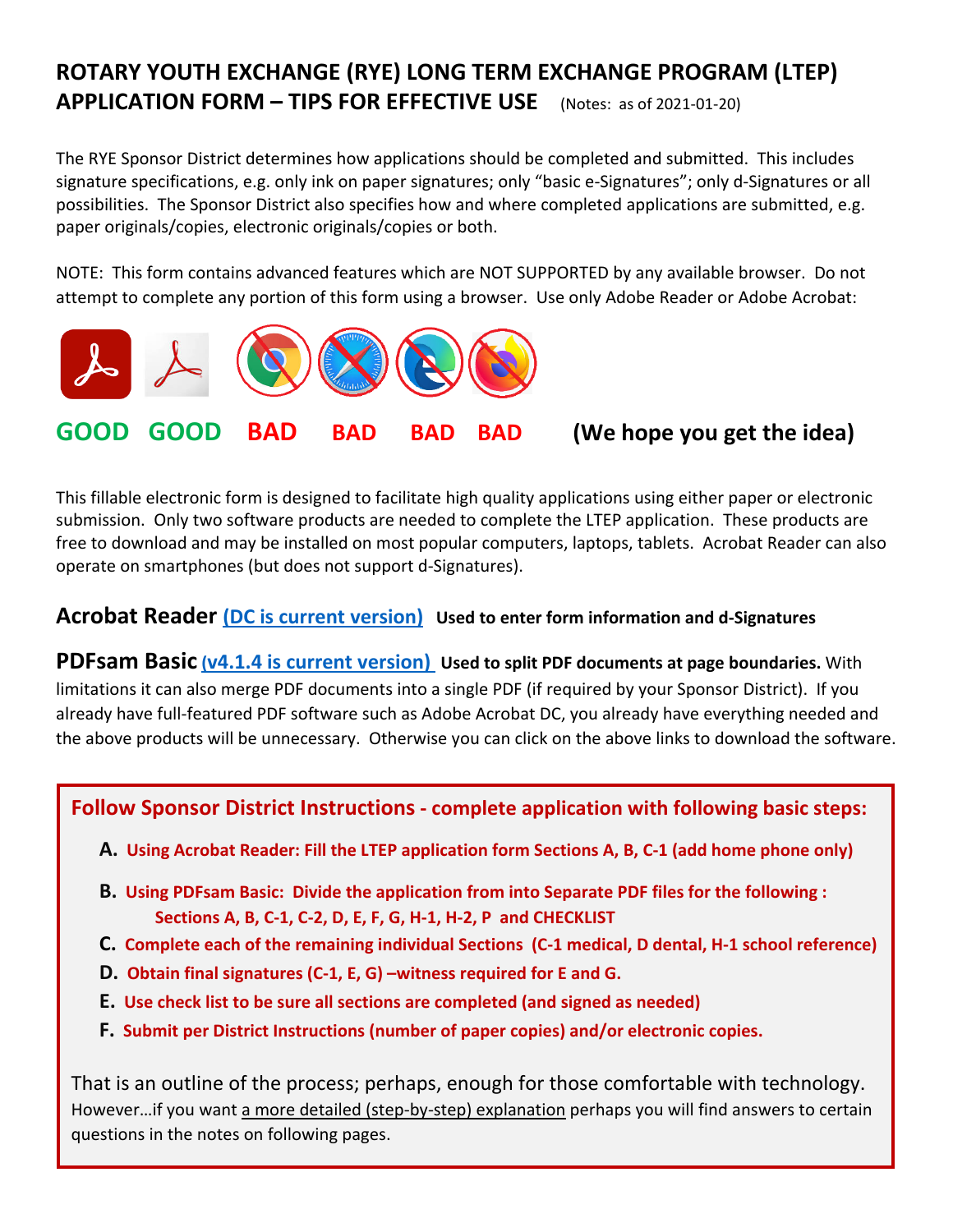# ROTARY YOUTH EXCHANGE (RYE) LONG TERM EXCHANGE PROGRAM (LTEP) APPLICATION FORM – TIPS FOR EFFECTIVE USE (Notes: as of 2021-01-20)

The RYE Sponsor District determines how applications should be completed and submitted. This includes signature specifications, e.g. only ink on paper signatures; only "basic e-Signatures"; only d-Signatures or all possibilities. The Sponsor District also specifies how and where completed applications are submitted, e.g. paper originals/copies, electronic originals/copies or both.

NOTE: This form contains advanced features which are NOT SUPPORTED by any available browser. Do not attempt to complete any portion of this form using a browser. Use only Adobe Reader or Adobe Acrobat:

**GOOD GOOD BAD BAD BAD BAD (We hope you get the idea)**

This fillable electronic form is designed to facilitate high quality applications using either paper or electronic submission. Only two software products are needed to complete the LTEP application. These products are free to download and may be installed on most popular computers, laptops, tablets. Acrobat Reader can also operate on smartphones (but does not support d-Signatures).

**Acrobat Reader** [(DC is current version)] **Used to enter form information and d-Signatures**

**PDFsam Basic** [(v4.1.4 is current version)] **Used to split PDF documents at page boundaries.** With limitations it can also merge PDF documents into a single PDF (if required by your Sponsor District). If you already have full-featured PDF software such as Adobe Acrobat DC, you already have everything needed and the above products will be unnecessary. Otherwise you can click on the above links to download the software.

## Follow Sponsor District Instructions - complete application with following basic steps:

- **A. Using Acrobat Reader: Fill the LTEP application form Sections A, B, C-1 (add home phone only)**
- **B. Using PDFsam Basic: Divide the application from into Separate PDF files for the following : Sections A, B, C-1, C-2, D, E, F, G, H-1, H-2, P and CHECKLIST**
- **C. Complete each of the remaining individual Sections (C-1 medical, D dental, H-1 school reference)**
- **D. Obtain final signatures (C-1, E, G) –witness required for E and G.**
- **E. Use check list to be sure all sections are completed (and signed as needed)**
- **F. Submit per District Instructions (number of paper copies) and/or electronic copies.**

That is an outline of the process; perhaps, enough for those comfortable with technology. However…if you want a more detailed (step-by-step) explanation perhaps you will find answers to certain questions in the notes on following pages.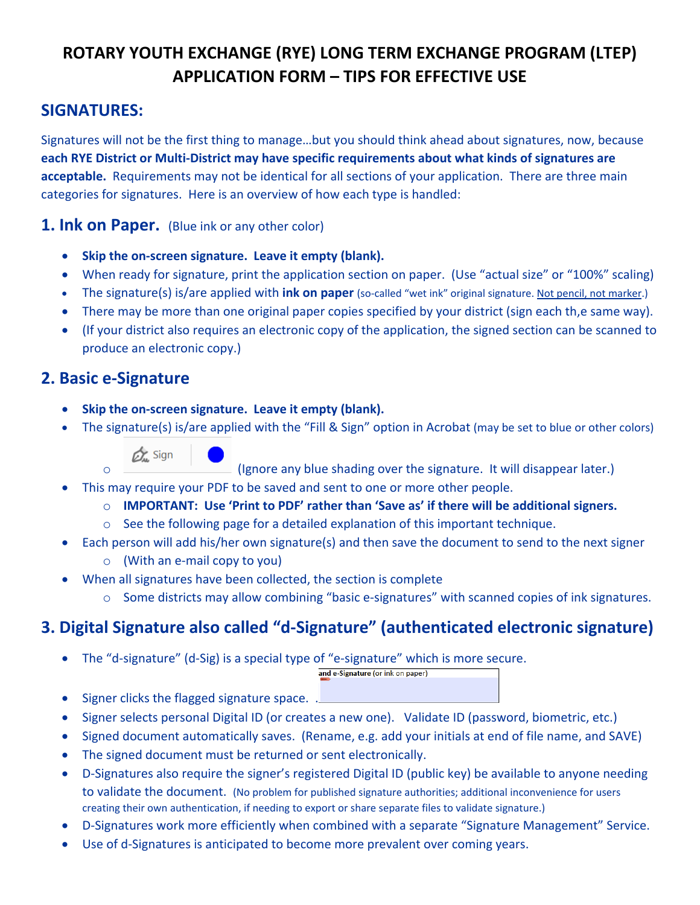# ROTARY YOUTH EXCHANGE (RYE) LONG TERM EXCHANGE PROGRAM (LTEP) APPLICATION FORM – TIPS FOR EFFECTIVE USE

## SIGNATURES:

Signatures will not be the first thing to manage…but you should think ahead about signatures, now, because **each RYE District or Multi-District may have specific requirements about what kinds of signatures are acceptable.** Requirements may not be identical for all sections of your application. There are three main categories for signatures. Here is an overview of how each type is handled:

### 1. Ink on Paper. (Blue ink or any other color)

- **Skip the on-screen signature. Leave it empty (blank).**
- When ready for signature, print the application section on paper. (Use "actual size" or "100%" scaling)
- The signature(s) is/are applied with **ink on paper** (so-called "wet ink" original signature. Not pencil, not marker.)
- There may be more than one original paper copies specified by your district (sign each th,e same way).
- (If your district also requires an electronic copy of the application, the signed section can be scanned to produce an electronic copy.)

### 2. Basic e-Signature

- **Skip the on-screen signature. Leave it empty (blank).**
- The signature(s) is/are applied with the "Fill & Sign" option in Acrobat (may be set to blue or other colors)
  - Sign (Ignore any blue shading over the signature. It will disappear later.)
- This may require your PDF to be saved and sent to one or more other people.
  - **IMPORTANT: Use 'Print to PDF' rather than 'Save as' if there will be additional signers.**
  - See the following page for a detailed explanation of this important technique.
- Each person will add his/her own signature(s) and then save the document to send to the next signer
  - (With an e-mail copy to you)
- When all signatures have been collected, the section is complete
  - Some districts may allow combining "basic e-signatures" with scanned copies of ink signatures.

### 3. Digital Signature also called "d-Signature" (authenticated electronic signature)

- The "d-signature" (d-Sig) is a special type of "e-signature" which is more secure.
- Signer clicks the flagged signature space. . and e-Signature (or ink on paper)
- Signer selects personal Digital ID (or creates a new one). Validate ID (password, biometric, etc.)
- Signed document automatically saves. (Rename, e.g. add your initials at end of file name, and SAVE)
- The signed document must be returned or sent electronically.
- D-Signatures also require the signer's registered Digital ID (public key) be available to anyone needing to validate the document. (No problem for published signature authorities; additional inconvenience for users creating their own authentication, if needing to export or share separate files to validate signature.)
- D-Signatures work more efficiently when combined with a separate "Signature Management" Service.
- Use of d-Signatures is anticipated to become more prevalent over coming years.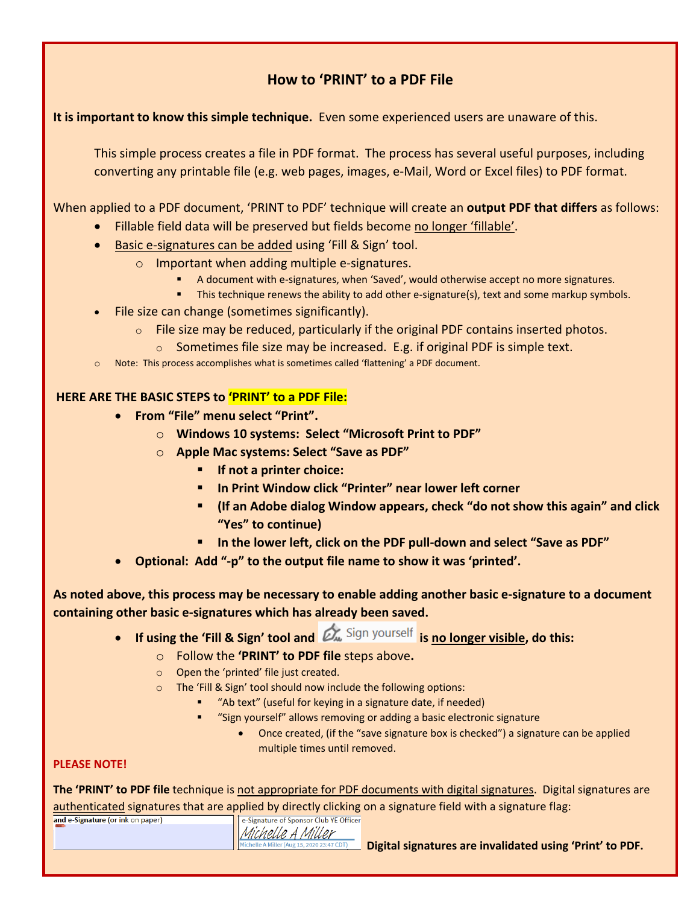# How to 'PRINT' to a PDF File

**It is important to know this simple technique.** Even some experienced users are unaware of this.

This simple process creates a file in PDF format. The process has several useful purposes, including converting any printable file (e.g. web pages, images, e-Mail, Word or Excel files) to PDF format.

When applied to a PDF document, 'PRINT to PDF' technique will create an **output PDF that differs** as follows:

- Fillable field data will be preserved but fields become no longer 'fillable'.
- Basic e-signatures can be added using 'Fill & Sign' tool.
  - Important when adding multiple e-signatures.
    - A document with e-signatures, when 'Saved', would otherwise accept no more signatures.
    - This technique renews the ability to add other e-signature(s), text and some markup symbols.
- File size can change (sometimes significantly).
  - File size may be reduced, particularly if the original PDF contains inserted photos.
    - Sometimes file size may be increased. E.g. if original PDF is simple text.
- Note: This process accomplishes what is sometimes called 'flattening' a PDF document.

**HERE ARE THE BASIC STEPS to 'PRINT' to a PDF File:**

- **From "File" menu select "Print".**
  - **Windows 10 systems: Select "Microsoft Print to PDF"**
  - **Apple Mac systems: Select "Save as PDF"**
    - **If not a printer choice:**
    - **In Print Window click "Printer" near lower left corner**
    - **(If an Adobe dialog Window appears, check "do not show this again" and click "Yes" to continue)**
    - **In the lower left, click on the PDF pull-down and select "Save as PDF"**
- **Optional: Add "-p" to the output file name to show it was 'printed'.**

**As noted above, this process may be necessary to enable adding another basic e-signature to a document containing other basic e-signatures which has already been saved.**

- **If using the 'Fill & Sign' tool and** Sign yourself **is no longer visible, do this:**
  - Follow the **'PRINT' to PDF file** steps above.
  - Open the 'printed' file just created.
  - The 'Fill & Sign' tool should now include the following options:
    - "Ab text" (useful for keying in a signature date, if needed)
    - "Sign yourself" allows removing or adding a basic electronic signature
      - Once created, (if the "save signature box is checked") a signature can be applied multiple times until removed.

**PLEASE NOTE!**

**The 'PRINT' to PDF file** technique is not appropriate for PDF documents with digital signatures. Digital signatures are authenticated signatures that are applied by directly clicking on a signature field with a signature flag:

and e-Signature (or ink on paper) | e-Signature of Sponsor Club YE Officer — Michelle A Miller — Michelle A Miller (Aug 15, 2020 23:47 CDT)

**Digital signatures are invalidated using 'Print' to PDF.**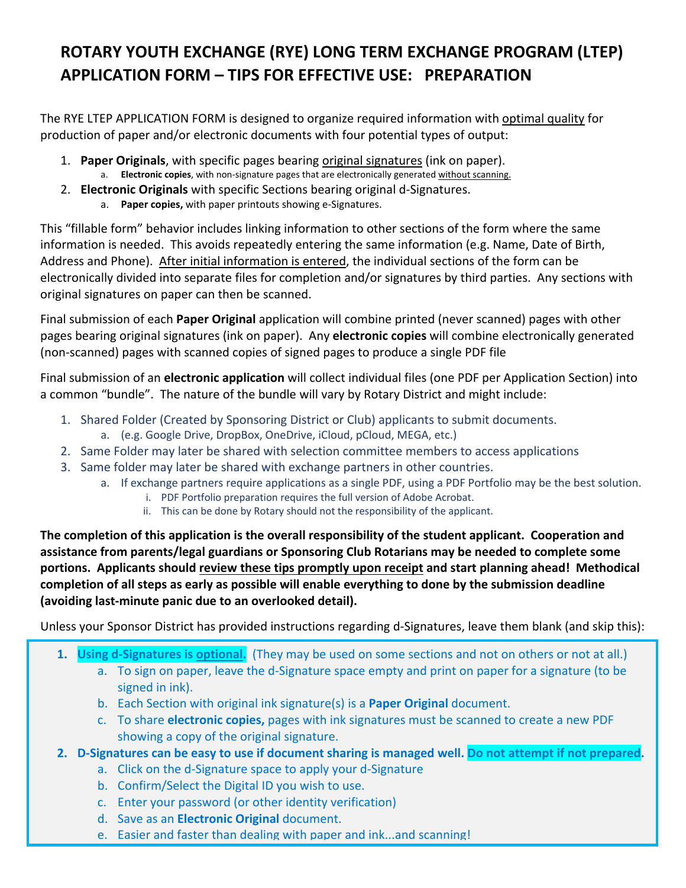# ROTARY YOUTH EXCHANGE (RYE) LONG TERM EXCHANGE PROGRAM (LTEP) APPLICATION FORM – TIPS FOR EFFECTIVE USE: PREPARATION

The RYE LTEP APPLICATION FORM is designed to organize required information with optimal quality for production of paper and/or electronic documents with four potential types of output:

1. **Paper Originals**, with specific pages bearing original signatures (ink on paper).
   a. **Electronic copies**, with non-signature pages that are electronically generated without scanning.
2. **Electronic Originals** with specific Sections bearing original d-Signatures.
   a. **Paper copies,** with paper printouts showing e-Signatures.

This "fillable form" behavior includes linking information to other sections of the form where the same information is needed. This avoids repeatedly entering the same information (e.g. Name, Date of Birth, Address and Phone). After initial information is entered, the individual sections of the form can be electronically divided into separate files for completion and/or signatures by third parties. Any sections with original signatures on paper can then be scanned.

Final submission of each **Paper Original** application will combine printed (never scanned) pages with other pages bearing original signatures (ink on paper). Any **electronic copies** will combine electronically generated (non-scanned) pages with scanned copies of signed pages to produce a single PDF file

Final submission of an **electronic application** will collect individual files (one PDF per Application Section) into a common "bundle". The nature of the bundle will vary by Rotary District and might include:

1. Shared Folder (Created by Sponsoring District or Club) applicants to submit documents.
   a. (e.g. Google Drive, DropBox, OneDrive, iCloud, pCloud, MEGA, etc.)
2. Same Folder may later be shared with selection committee members to access applications
3. Same folder may later be shared with exchange partners in other countries.
   a. If exchange partners require applications as a single PDF, using a PDF Portfolio may be the best solution.
      i. PDF Portfolio preparation requires the full version of Adobe Acrobat.
      ii. This can be done by Rotary should not the responsibility of the applicant.

**The completion of this application is the overall responsibility of the student applicant. Cooperation and assistance from parents/legal guardians or Sponsoring Club Rotarians may be needed to complete some portions. Applicants should review these tips promptly upon receipt and start planning ahead! Methodical completion of all steps as early as possible will enable everything to done by the submission deadline (avoiding last-minute panic due to an overlooked detail).**

Unless your Sponsor District has provided instructions regarding d-Signatures, leave them blank (and skip this):

1. **Using d-Signatures is optional.** (They may be used on some sections and not on others or not at all.)
   a. To sign on paper, leave the d-Signature space empty and print on paper for a signature (to be signed in ink).
   b. Each Section with original ink signature(s) is a **Paper Original** document.
   c. To share **electronic copies,** pages with ink signatures must be scanned to create a new PDF showing a copy of the original signature.
2. **D-Signatures can be easy to use if document sharing is managed well. Do not attempt if not prepared.**
   a. Click on the d-Signature space to apply your d-Signature
   b. Confirm/Select the Digital ID you wish to use.
   c. Enter your password (or other identity verification)
   d. Save as an **Electronic Original** document.
   e. Easier and faster than dealing with paper and ink...and scanning!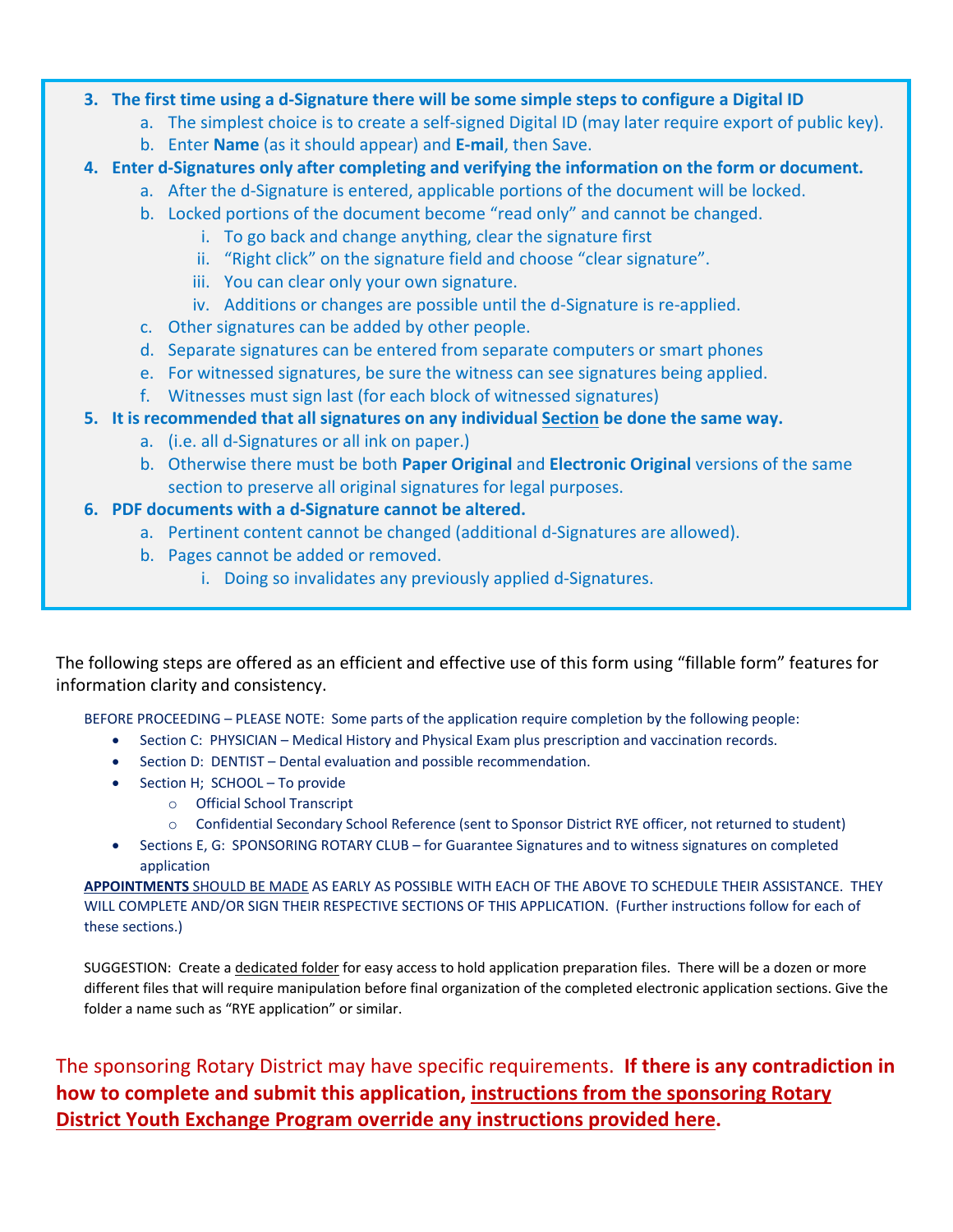3. **The first time using a d-Signature there will be some simple steps to configure a Digital ID**
    a. The simplest choice is to create a self-signed Digital ID (may later require export of public key).
    b. Enter **Name** (as it should appear) and **E-mail**, then Save.
4. **Enter d-Signatures only after completing and verifying the information on the form or document.**
    a. After the d-Signature is entered, applicable portions of the document will be locked.
    b. Locked portions of the document become "read only" and cannot be changed.
        i. To go back and change anything, clear the signature first
        ii. "Right click" on the signature field and choose "clear signature".
        iii. You can clear only your own signature.
        iv. Additions or changes are possible until the d-Signature is re-applied.
    c. Other signatures can be added by other people.
    d. Separate signatures can be entered from separate computers or smart phones
    e. For witnessed signatures, be sure the witness can see signatures being applied.
    f. Witnesses must sign last (for each block of witnessed signatures)
5. **It is recommended that all signatures on any individual <u>Section</u> be done the same way.**
    a. (i.e. all d-Signatures or all ink on paper.)
    b. Otherwise there must be both **Paper Original** and **Electronic Original** versions of the same section to preserve all original signatures for legal purposes.
6. **PDF documents with a d-Signature cannot be altered.**
    a. Pertinent content cannot be changed (additional d-Signatures are allowed).
    b. Pages cannot be added or removed.
        i. Doing so invalidates any previously applied d-Signatures.

The following steps are offered as an efficient and effective use of this form using "fillable form" features for information clarity and consistency.

BEFORE PROCEEDING – PLEASE NOTE: Some parts of the application require completion by the following people:

- Section C: PHYSICIAN – Medical History and Physical Exam plus prescription and vaccination records.
- Section D: DENTIST – Dental evaluation and possible recommendation.
- Section H; SCHOOL – To provide
    - Official School Transcript
    - Confidential Secondary School Reference (sent to Sponsor District RYE officer, not returned to student)
- Sections E, G: SPONSORING ROTARY CLUB – for Guarantee Signatures and to witness signatures on completed application

**<u>APPOINTMENTS</u>** <u>SHOULD BE MADE</u> AS EARLY AS POSSIBLE WITH EACH OF THE ABOVE TO SCHEDULE THEIR ASSISTANCE. THEY WILL COMPLETE AND/OR SIGN THEIR RESPECTIVE SECTIONS OF THIS APPLICATION. (Further instructions follow for each of these sections.)

SUGGESTION: Create a <u>dedicated folder</u> for easy access to hold application preparation files. There will be a dozen or more different files that will require manipulation before final organization of the completed electronic application sections. Give the folder a name such as "RYE application" or similar.

The sponsoring Rotary District may have specific requirements. **If there is any contradiction in how to complete and submit this application, <u>instructions from the sponsoring Rotary District Youth Exchange Program override any instructions provided here</u>.**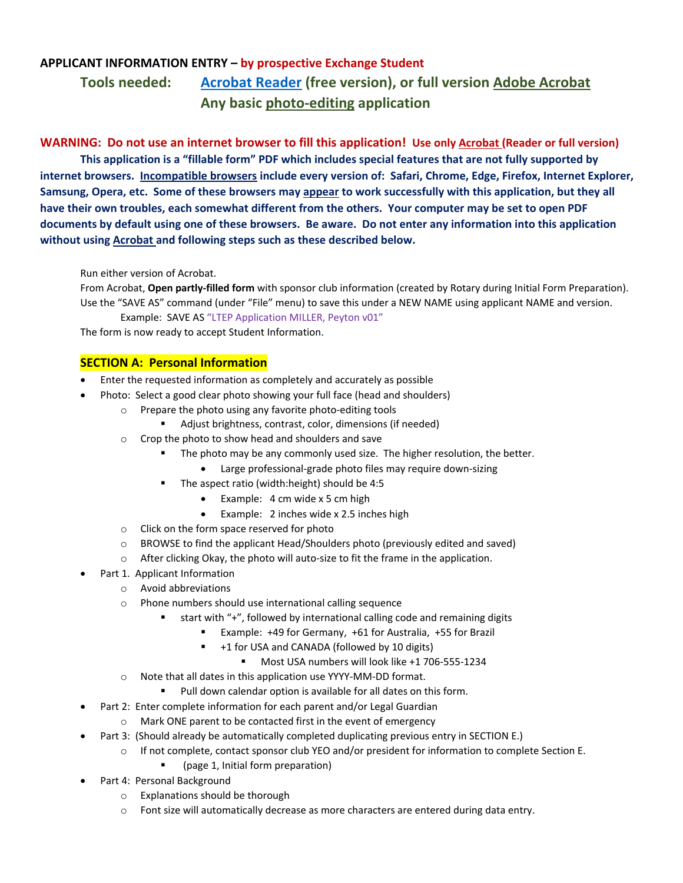## APPLICANT INFORMATION ENTRY – by prospective Exchange Student

**Tools needed:** **Acrobat Reader (free version), or full version Adobe Acrobat**
**Any basic photo-editing application**

**WARNING: Do not use an internet browser to fill this application! Use only Acrobat (Reader or full version)**

**This application is a "fillable form" PDF which includes special features that are not fully supported by internet browsers. Incompatible browsers include every version of: Safari, Chrome, Edge, Firefox, Internet Explorer, Samsung, Opera, etc. Some of these browsers may appear to work successfully with this application, but they all have their own troubles, each somewhat different from the others. Your computer may be set to open PDF documents by default using one of these browsers. Be aware. Do not enter any information into this application without using Acrobat and following steps such as these described below.**

Run either version of Acrobat.
From Acrobat, **Open partly-filled form** with sponsor club information (created by Rotary during Initial Form Preparation).
Use the "SAVE AS" command (under "File" menu) to save this under a NEW NAME using applicant NAME and version.
Example: SAVE AS "LTEP Application MILLER, Peyton v01"
The form is now ready to accept Student Information.

### SECTION A: Personal Information

- Enter the requested information as completely and accurately as possible
- Photo: Select a good clear photo showing your full face (head and shoulders)
  - Prepare the photo using any favorite photo-editing tools
    - Adjust brightness, contrast, color, dimensions (if needed)
  - Crop the photo to show head and shoulders and save
    - The photo may be any commonly used size. The higher resolution, the better.
      - Large professional-grade photo files may require down-sizing
    - The aspect ratio (width:height) should be 4:5
      - Example: 4 cm wide x 5 cm high
      - Example: 2 inches wide x 2.5 inches high
  - Click on the form space reserved for photo
  - BROWSE to find the applicant Head/Shoulders photo (previously edited and saved)
  - After clicking Okay, the photo will auto-size to fit the frame in the application.
- Part 1. Applicant Information
  - Avoid abbreviations
  - Phone numbers should use international calling sequence
    - start with "+", followed by international calling code and remaining digits
      - Example: +49 for Germany, +61 for Australia, +55 for Brazil
      - +1 for USA and CANADA (followed by 10 digits)
        - Most USA numbers will look like +1 706-555-1234
  - Note that all dates in this application use YYYY-MM-DD format.
    - Pull down calendar option is available for all dates on this form.
- Part 2: Enter complete information for each parent and/or Legal Guardian
  - Mark ONE parent to be contacted first in the event of emergency
- Part 3: (Should already be automatically completed duplicating previous entry in SECTION E.)
  - If not complete, contact sponsor club YEO and/or president for information to complete Section E.
    - (page 1, Initial form preparation)
- Part 4: Personal Background
  - Explanations should be thorough
  - Font size will automatically decrease as more characters are entered during data entry.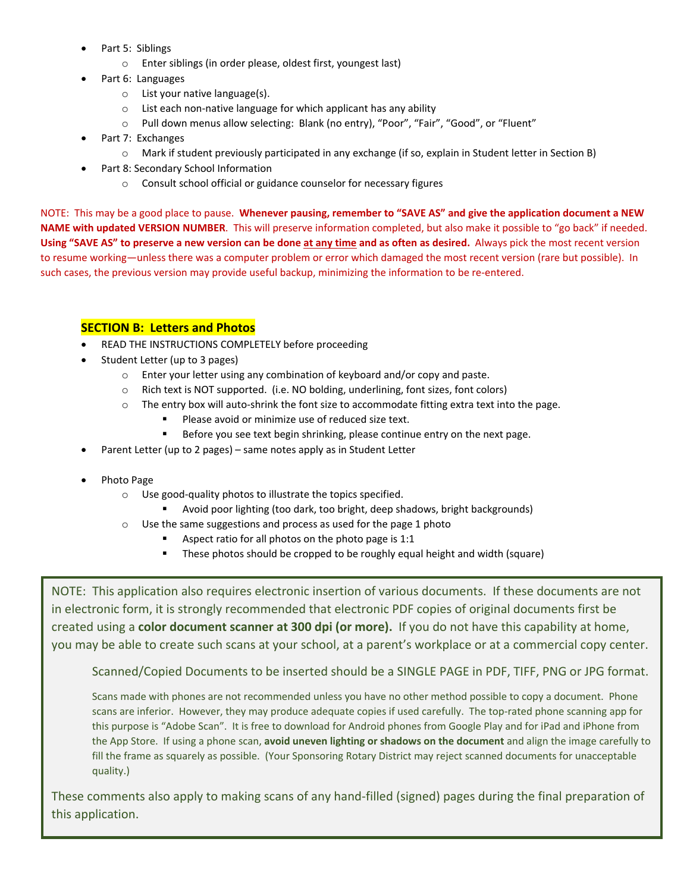- Part 5: Siblings
  - Enter siblings (in order please, oldest first, youngest last)
- Part 6: Languages
  - List your native language(s).
  - List each non-native language for which applicant has any ability
  - Pull down menus allow selecting: Blank (no entry), "Poor", "Fair", "Good", or "Fluent"
- Part 7: Exchanges
  - Mark if student previously participated in any exchange (if so, explain in Student letter in Section B)
- Part 8: Secondary School Information
  - Consult school official or guidance counselor for necessary figures

NOTE: This may be a good place to pause. **Whenever pausing, remember to "SAVE AS" and give the application document a NEW NAME with updated VERSION NUMBER**. This will preserve information completed, but also make it possible to "go back" if needed. **Using "SAVE AS" to preserve a new version can be done <u>at any time</u> and as often as desired.** Always pick the most recent version to resume working—unless there was a computer problem or error which damaged the most recent version (rare but possible). In such cases, the previous version may provide useful backup, minimizing the information to be re-entered.

## SECTION B: Letters and Photos

- READ THE INSTRUCTIONS COMPLETELY before proceeding
- Student Letter (up to 3 pages)
  - Enter your letter using any combination of keyboard and/or copy and paste.
  - Rich text is NOT supported. (i.e. NO bolding, underlining, font sizes, font colors)
  - The entry box will auto-shrink the font size to accommodate fitting extra text into the page.
    - Please avoid or minimize use of reduced size text.
    - Before you see text begin shrinking, please continue entry on the next page.
- Parent Letter (up to 2 pages) – same notes apply as in Student Letter
- Photo Page
  - Use good-quality photos to illustrate the topics specified.
    - Avoid poor lighting (too dark, too bright, deep shadows, bright backgrounds)
  - Use the same suggestions and process as used for the page 1 photo
    - Aspect ratio for all photos on the photo page is 1:1
    - These photos should be cropped to be roughly equal height and width (square)

NOTE: This application also requires electronic insertion of various documents. If these documents are not in electronic form, it is strongly recommended that electronic PDF copies of original documents first be created using a **color document scanner at 300 dpi (or more).** If you do not have this capability at home, you may be able to create such scans at your school, at a parent's workplace or at a commercial copy center.

Scanned/Copied Documents to be inserted should be a SINGLE PAGE in PDF, TIFF, PNG or JPG format.

Scans made with phones are not recommended unless you have no other method possible to copy a document. Phone scans are inferior. However, they may produce adequate copies if used carefully. The top-rated phone scanning app for this purpose is "Adobe Scan". It is free to download for Android phones from Google Play and for iPad and iPhone from the App Store. If using a phone scan, **avoid uneven lighting or shadows on the document** and align the image carefully to fill the frame as squarely as possible. (Your Sponsoring Rotary District may reject scanned documents for unacceptable quality.)

These comments also apply to making scans of any hand-filled (signed) pages during the final preparation of this application.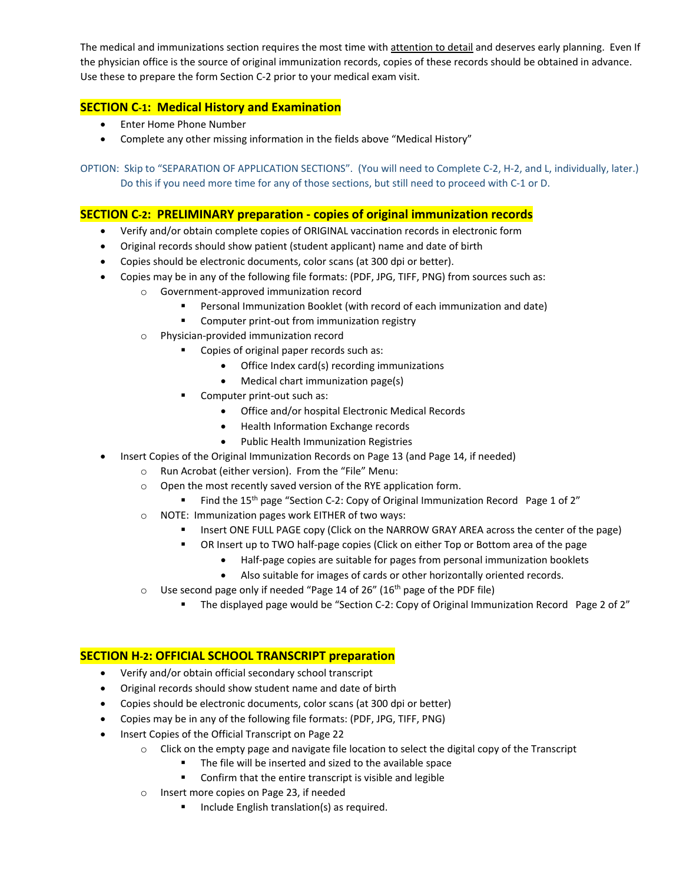The medical and immunizations section requires the most time with attention to detail and deserves early planning. Even If the physician office is the source of original immunization records, copies of these records should be obtained in advance. Use these to prepare the form Section C-2 prior to your medical exam visit.

## SECTION C-1: Medical History and Examination

- Enter Home Phone Number
- Complete any other missing information in the fields above "Medical History"

OPTION: Skip to "SEPARATION OF APPLICATION SECTIONS". (You will need to Complete C-2, H-2, and L, individually, later.) Do this if you need more time for any of those sections, but still need to proceed with C-1 or D.

## SECTION C-2: PRELIMINARY preparation - copies of original immunization records

- Verify and/or obtain complete copies of ORIGINAL vaccination records in electronic form
- Original records should show patient (student applicant) name and date of birth
- Copies should be electronic documents, color scans (at 300 dpi or better).
- Copies may be in any of the following file formats: (PDF, JPG, TIFF, PNG) from sources such as:
  - Government-approved immunization record
    - Personal Immunization Booklet (with record of each immunization and date)
    - Computer print-out from immunization registry
  - Physician-provided immunization record
    - Copies of original paper records such as:
      - Office Index card(s) recording immunizations
      - Medical chart immunization page(s)
    - Computer print-out such as:
      - Office and/or hospital Electronic Medical Records
      - Health Information Exchange records
      - Public Health Immunization Registries
- Insert Copies of the Original Immunization Records on Page 13 (and Page 14, if needed)
  - Run Acrobat (either version). From the "File" Menu:
  - Open the most recently saved version of the RYE application form.
    - Find the 15th page "Section C-2: Copy of Original Immunization Record Page 1 of 2"
  - NOTE: Immunization pages work EITHER of two ways:
    - Insert ONE FULL PAGE copy (Click on the NARROW GRAY AREA across the center of the page)
    - OR Insert up to TWO half-page copies (Click on either Top or Bottom area of the page
      - Half-page copies are suitable for pages from personal immunization booklets
      - Also suitable for images of cards or other horizontally oriented records.
  - Use second page only if needed "Page 14 of 26" (16th page of the PDF file)
    - The displayed page would be "Section C-2: Copy of Original Immunization Record Page 2 of 2"

## SECTION H-2: OFFICIAL SCHOOL TRANSCRIPT preparation

- Verify and/or obtain official secondary school transcript
- Original records should show student name and date of birth
- Copies should be electronic documents, color scans (at 300 dpi or better)
- Copies may be in any of the following file formats: (PDF, JPG, TIFF, PNG)
- Insert Copies of the Official Transcript on Page 22
  - Click on the empty page and navigate file location to select the digital copy of the Transcript
    - The file will be inserted and sized to the available space
    - Confirm that the entire transcript is visible and legible
  - Insert more copies on Page 23, if needed
    - Include English translation(s) as required.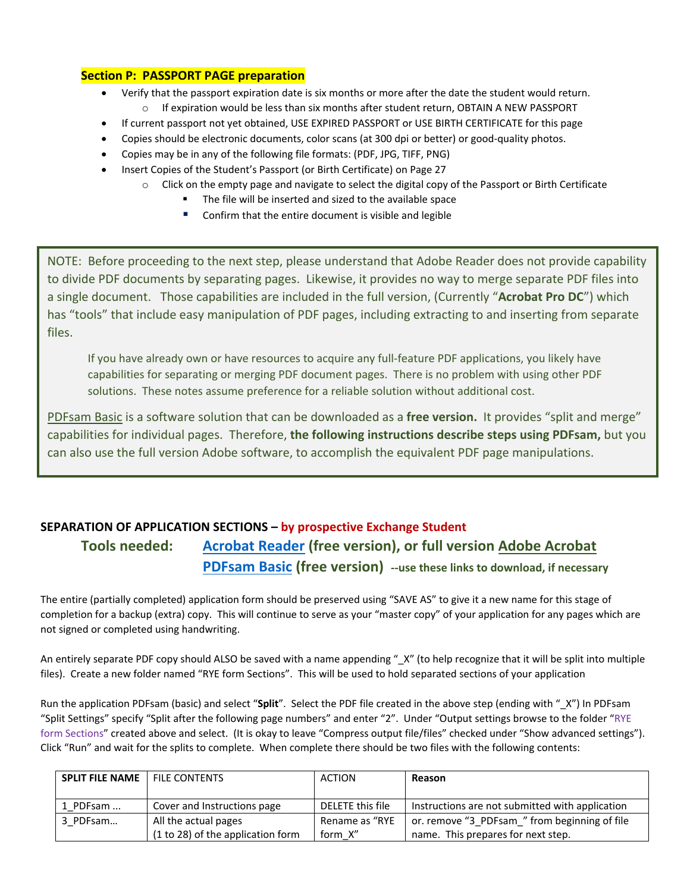**Section P: PASSPORT PAGE preparation**

- Verify that the passport expiration date is six months or more after the date the student would return.
  - If expiration would be less than six months after student return, OBTAIN A NEW PASSPORT
- If current passport not yet obtained, USE EXPIRED PASSPORT or USE BIRTH CERTIFICATE for this page
- Copies should be electronic documents, color scans (at 300 dpi or better) or good-quality photos.
- Copies may be in any of the following file formats: (PDF, JPG, TIFF, PNG)
- Insert Copies of the Student's Passport (or Birth Certificate) on Page 27
  - Click on the empty page and navigate to select the digital copy of the Passport or Birth Certificate
    - The file will be inserted and sized to the available space
    - Confirm that the entire document is visible and legible

> NOTE: Before proceeding to the next step, please understand that Adobe Reader does not provide capability to divide PDF documents by separating pages. Likewise, it provides no way to merge separate PDF files into a single document. Those capabilities are included in the full version, (Currently "**Acrobat Pro DC**") which has "tools" that include easy manipulation of PDF pages, including extracting to and inserting from separate files.
>
> If you have already own or have resources to acquire any full-feature PDF applications, you likely have capabilities for separating or merging PDF document pages. There is no problem with using other PDF solutions. These notes assume preference for a reliable solution without additional cost.
>
> PDFsam Basic is a software solution that can be downloaded as a **free version.** It provides "split and merge" capabilities for individual pages. Therefore, **the following instructions describe steps using PDFsam,** but you can also use the full version Adobe software, to accomplish the equivalent PDF page manipulations.

**SEPARATION OF APPLICATION SECTIONS – by prospective Exchange Student**

**Tools needed:** **Acrobat Reader (free version), or full version Adobe Acrobat**
**PDFsam Basic (free version)** **--use these links to download, if necessary**

The entire (partially completed) application form should be preserved using "SAVE AS" to give it a new name for this stage of completion for a backup (extra) copy. This will continue to serve as your "master copy" of your application for any pages which are not signed or completed using handwriting.

An entirely separate PDF copy should ALSO be saved with a name appending "_X" (to help recognize that it will be split into multiple files). Create a new folder named "RYE form Sections". This will be used to hold separated sections of your application

Run the application PDFsam (basic) and select "**Split**". Select the PDF file created in the above step (ending with "_X") In PDFsam "Split Settings" specify "Split after the following page numbers" and enter "2". Under "Output settings browse to the folder "RYE form Sections" created above and select. (It is okay to leave "Compress output file/files" checked under "Show advanced settings"). Click "Run" and wait for the splits to complete. When complete there should be two files with the following contents:

| **SPLIT FILE NAME** | FILE CONTENTS | ACTION | **Reason** |
|---|---|---|---|
| 1_PDFsam ... | Cover and Instructions page | DELETE this file | Instructions are not submitted with application |
| 3_PDFsam… | All the actual pages (1 to 28) of the application form | Rename as "RYE form_X" | or. remove "3_PDFsam_" from beginning of file name. This prepares for next step. |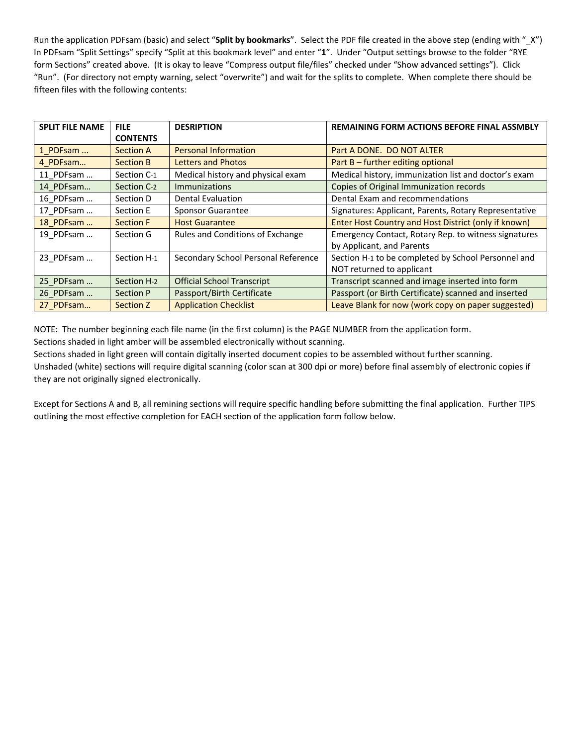Run the application PDFsam (basic) and select "**Split by bookmarks**". Select the PDF file created in the above step (ending with "_X") In PDFsam "Split Settings" specify "Split at this bookmark level" and enter "**1**". Under "Output settings browse to the folder "RYE form Sections" created above. (It is okay to leave "Compress output file/files" checked under "Show advanced settings"). Click "Run". (For directory not empty warning, select "overwrite") and wait for the splits to complete. When complete there should be fifteen files with the following contents:

| SPLIT FILE NAME | FILE CONTENTS | DESRIPTION | REMAINING FORM ACTIONS BEFORE FINAL ASSMBLY |
|---|---|---|---|
| 1_PDFsam ... | Section A | Personal Information | Part A DONE. DO NOT ALTER |
| 4_PDFsam… | Section B | Letters and Photos | Part B – further editing optional |
| 11_PDFsam … | Section C-1 | Medical history and physical exam | Medical history, immunization list and doctor's exam |
| 14_PDFsam… | Section C-2 | Immunizations | Copies of Original Immunization records |
| 16_PDFsam … | Section D | Dental Evaluation | Dental Exam and recommendations |
| 17_PDFsam … | Section E | Sponsor Guarantee | Signatures: Applicant, Parents, Rotary Representative |
| 18_PDFsam … | Section F | Host Guarantee | Enter Host Country and Host District (only if known) |
| 19_PDFsam … | Section G | Rules and Conditions of Exchange | Emergency Contact, Rotary Rep. to witness signatures by Applicant, and Parents |
| 23_PDFsam … | Section H-1 | Secondary School Personal Reference | Section H-1 to be completed by School Personnel and NOT returned to applicant |
| 25_PDFsam … | Section H-2 | Official School Transcript | Transcript scanned and image inserted into form |
| 26_PDFsam … | Section P | Passport/Birth Certificate | Passport (or Birth Certificate) scanned and inserted |
| 27_PDFsam… | Section Z | Application Checklist | Leave Blank for now (work copy on paper suggested) |

NOTE: The number beginning each file name (in the first column) is the PAGE NUMBER from the application form.
Sections shaded in light amber will be assembled electronically without scanning.
Sections shaded in light green will contain digitally inserted document copies to be assembled without further scanning.
Unshaded (white) sections will require digital scanning (color scan at 300 dpi or more) before final assembly of electronic copies if they are not originally signed electronically.

Except for Sections A and B, all remining sections will require specific handling before submitting the final application. Further TIPS outlining the most effective completion for EACH section of the application form follow below.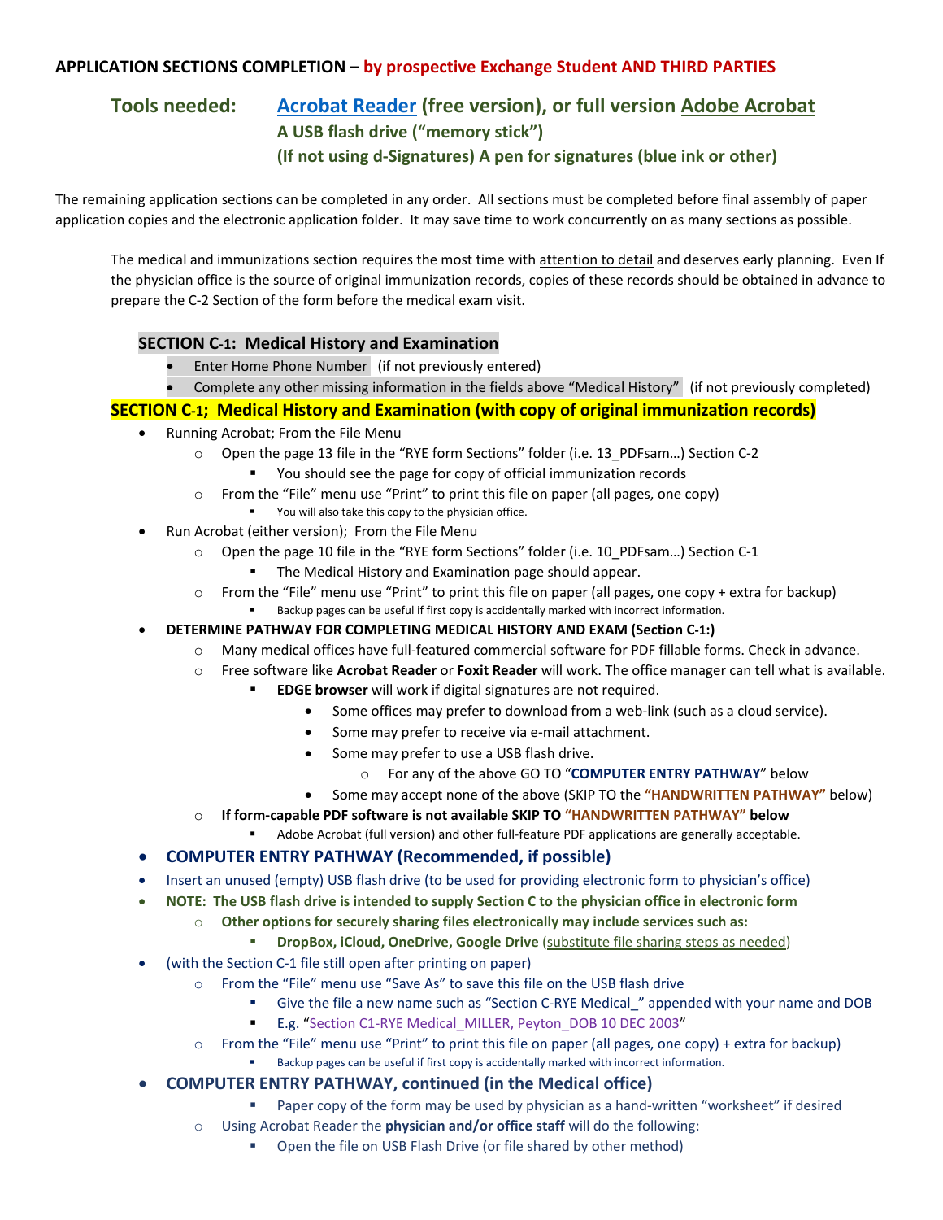**APPLICATION SECTIONS COMPLETION – by prospective Exchange Student AND THIRD PARTIES**

**Tools needed:** **Acrobat Reader (free version), or full version Adobe Acrobat**
**A USB flash drive ("memory stick")**
**(If not using d-Signatures) A pen for signatures (blue ink or other)**

The remaining application sections can be completed in any order. All sections must be completed before final assembly of paper application copies and the electronic application folder. It may save time to work concurrently on as many sections as possible.

The medical and immunizations section requires the most time with attention to detail and deserves early planning. Even If the physician office is the source of original immunization records, copies of these records should be obtained in advance to prepare the C-2 Section of the form before the medical exam visit.

**SECTION C-1: Medical History and Examination**

- Enter Home Phone Number (if not previously entered)
- Complete any other missing information in the fields above "Medical History" (if not previously completed)

**SECTION C-1; Medical History and Examination (with copy of original immunization records)**

- Running Acrobat; From the File Menu
  - Open the page 13 file in the "RYE form Sections" folder (i.e. 13_PDFsam…) Section C-2
    - You should see the page for copy of official immunization records
  - From the "File" menu use "Print" to print this file on paper (all pages, one copy)
    - You will also take this copy to the physician office.
- Run Acrobat (either version); From the File Menu
  - Open the page 10 file in the "RYE form Sections" folder (i.e. 10_PDFsam…) Section C-1
    - The Medical History and Examination page should appear.
  - From the "File" menu use "Print" to print this file on paper (all pages, one copy + extra for backup)
    - Backup pages can be useful if first copy is accidentally marked with incorrect information.
- **DETERMINE PATHWAY FOR COMPLETING MEDICAL HISTORY AND EXAM (Section C-1:)**
  - Many medical offices have full-featured commercial software for PDF fillable forms. Check in advance.
  - Free software like **Acrobat Reader** or **Foxit Reader** will work. The office manager can tell what is available.
    - **EDGE browser** will work if digital signatures are not required.
      - Some offices may prefer to download from a web-link (such as a cloud service).
      - Some may prefer to receive via e-mail attachment.
      - Some may prefer to use a USB flash drive.
        - For any of the above GO TO "**COMPUTER ENTRY PATHWAY**" below
      - Some may accept none of the above (SKIP TO the **"HANDWRITTEN PATHWAY"** below)
  - **If form-capable PDF software is not available SKIP TO "HANDWRITTEN PATHWAY" below**
    - Adobe Acrobat (full version) and other full-feature PDF applications are generally acceptable.
- **COMPUTER ENTRY PATHWAY (Recommended, if possible)**
- Insert an unused (empty) USB flash drive (to be used for providing electronic form to physician's office)
- **NOTE: The USB flash drive is intended to supply Section C to the physician office in electronic form**
  - **Other options for securely sharing files electronically may include services such as:**
    - **DropBox, iCloud, OneDrive, Google Drive** (substitute file sharing steps as needed)
- (with the Section C-1 file still open after printing on paper)
  - From the "File" menu use "Save As" to save this file on the USB flash drive
    - Give the file a new name such as "Section C-RYE Medical_" appended with your name and DOB
    - E.g. "Section C1-RYE Medical_MILLER, Peyton_DOB 10 DEC 2003"
  - From the "File" menu use "Print" to print this file on paper (all pages, one copy) + extra for backup)
    - Backup pages can be useful if first copy is accidentally marked with incorrect information.
- **COMPUTER ENTRY PATHWAY, continued (in the Medical office)**
    - Paper copy of the form may be used by physician as a hand-written "worksheet" if desired
  - Using Acrobat Reader the **physician and/or office staff** will do the following:
    - Open the file on USB Flash Drive (or file shared by other method)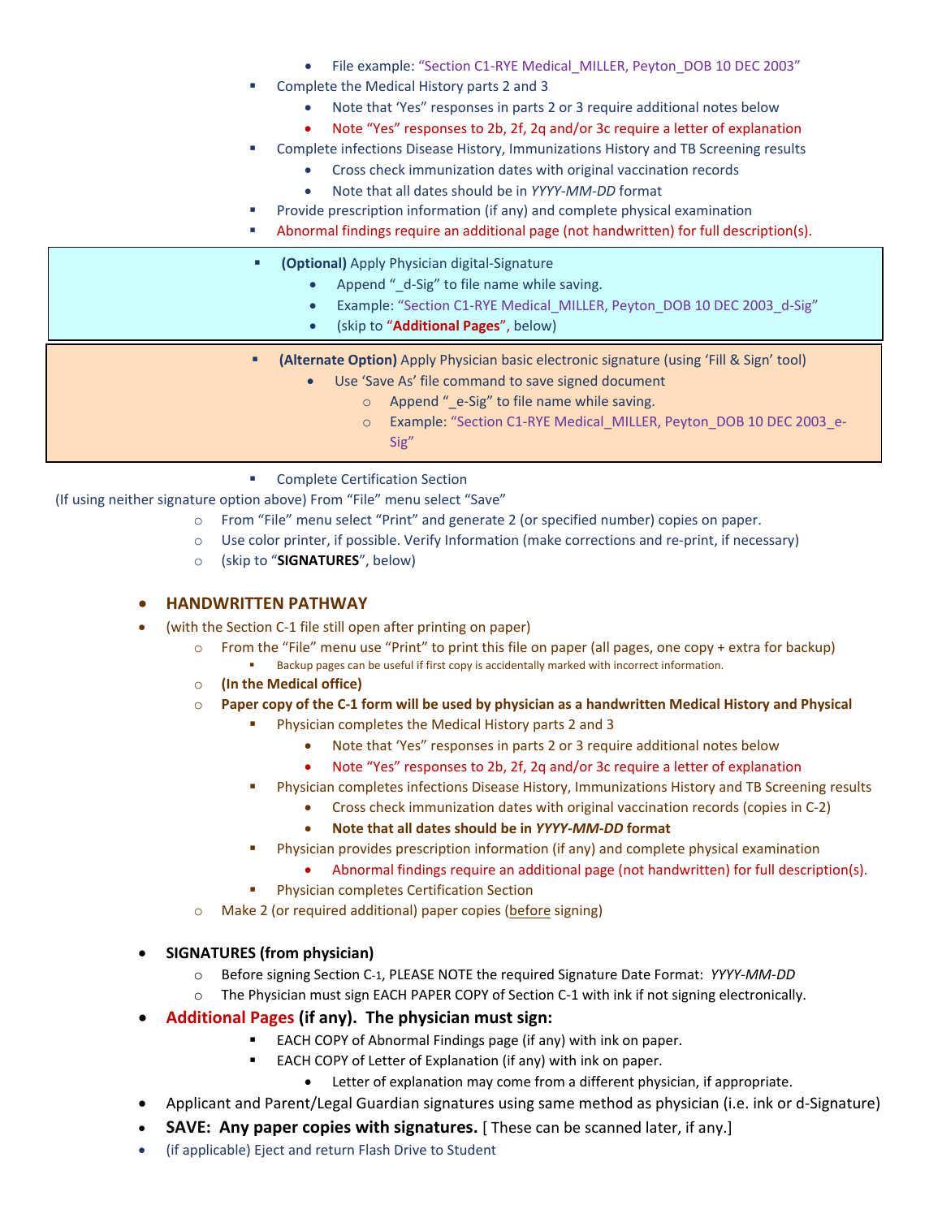- File example: “Section C1-RYE Medical_MILLER, Peyton_DOB 10 DEC 2003”
    - Complete the Medical History parts 2 and 3
      - Note that ‘Yes” responses in parts 2 or 3 require additional notes below
      - Note “Yes” responses to 2b, 2f, 2q and/or 3c require a letter of explanation
    - Complete infections Disease History, Immunizations History and TB Screening results
      - Cross check immunization dates with original vaccination records
      - Note that all dates should be in *YYYY-MM-DD* format
    - Provide prescription information (if any) and complete physical examination
    - Abnormal findings require an additional page (not handwritten) for full description(s).

    - **(Optional)** Apply Physician digital-Signature
      - Append “_d-Sig” to file name while saving.
      - Example: “Section C1-RYE Medical_MILLER, Peyton_DOB 10 DEC 2003_d-Sig”
      - (skip to “**Additional Pages**”, below)

    - **(Alternate Option)** Apply Physician basic electronic signature (using ‘Fill & Sign’ tool)
      - Use ‘Save As’ file command to save signed document
        - Append “_e-Sig” to file name while saving.
        - Example: “Section C1-RYE Medical_MILLER, Peyton_DOB 10 DEC 2003_e-Sig”

    - Complete Certification Section

(If using neither signature option above) From “File” menu select “Save”

  - From “File” menu select “Print” and generate 2 (or specified number) copies on paper.
  - Use color printer, if possible. Verify Information (make corrections and re-print, if necessary)
  - (skip to “**SIGNATURES**”, below)

- **HANDWRITTEN PATHWAY**
- (with the Section C-1 file still open after printing on paper)
  - From the “File” menu use “Print” to print this file on paper (all pages, one copy + extra for backup)
    - Backup pages can be useful if first copy is accidentally marked with incorrect information.
  - **(In the Medical office)**
  - **Paper copy of the C-1 form will be used by physician as a handwritten Medical History and Physical**
    - Physician completes the Medical History parts 2 and 3
      - Note that ‘Yes” responses in parts 2 or 3 require additional notes below
      - Note “Yes” responses to 2b, 2f, 2q and/or 3c require a letter of explanation
    - Physician completes infections Disease History, Immunizations History and TB Screening results
      - Cross check immunization dates with original vaccination records (copies in C-2)
      - **Note that all dates should be in *YYYY-MM-DD* format**
    - Physician provides prescription information (if any) and complete physical examination
      - Abnormal findings require an additional page (not handwritten) for full description(s).
    - Physician completes Certification Section
  - Make 2 (or required additional) paper copies (before signing)

- **SIGNATURES (from physician)**
  - Before signing Section C-1, PLEASE NOTE the required Signature Date Format: *YYYY-MM-DD*
  - The Physician must sign EACH PAPER COPY of Section C-1 with ink if not signing electronically.
- **Additional Pages (if any). The physician must sign:**
    - EACH COPY of Abnormal Findings page (if any) with ink on paper.
    - EACH COPY of Letter of Explanation (if any) with ink on paper.
      - Letter of explanation may come from a different physician, if appropriate.
- Applicant and Parent/Legal Guardian signatures using same method as physician (i.e. ink or d-Signature)
- **SAVE: Any paper copies with signatures.** [ These can be scanned later, if any.]
- (if applicable) Eject and return Flash Drive to Student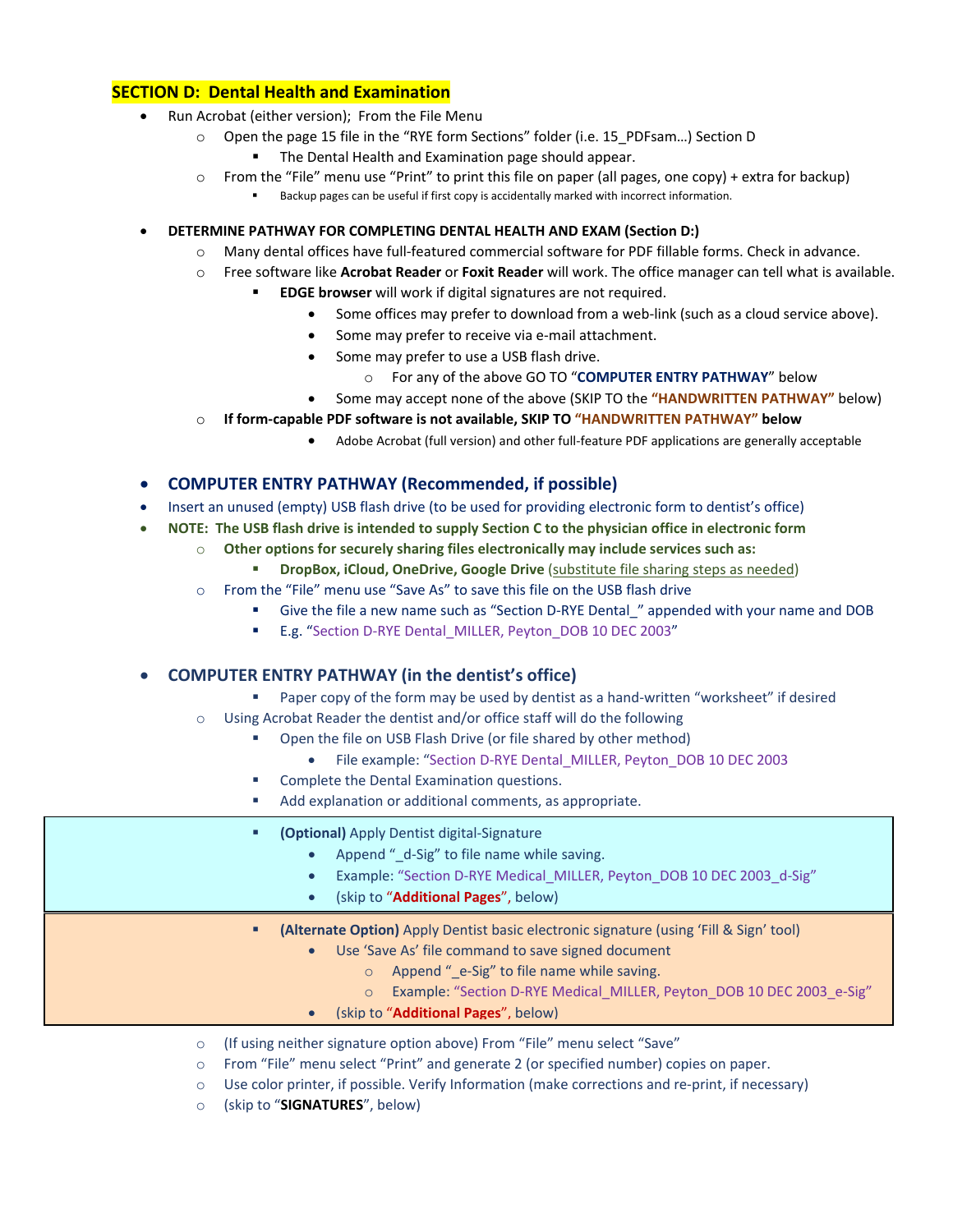## SECTION D: Dental Health and Examination

- Run Acrobat (either version); From the File Menu
  - Open the page 15 file in the "RYE form Sections" folder (i.e. 15_PDFsam…) Section D
    - The Dental Health and Examination page should appear.
  - From the "File" menu use "Print" to print this file on paper (all pages, one copy) + extra for backup)
    - Backup pages can be useful if first copy is accidentally marked with incorrect information.

- **DETERMINE PATHWAY FOR COMPLETING DENTAL HEALTH AND EXAM (Section D:)**
  - Many dental offices have full-featured commercial software for PDF fillable forms. Check in advance.
  - Free software like **Acrobat Reader** or **Foxit Reader** will work. The office manager can tell what is available.
    - **EDGE browser** will work if digital signatures are not required.
      - Some offices may prefer to download from a web-link (such as a cloud service above).
      - Some may prefer to receive via e-mail attachment.
      - Some may prefer to use a USB flash drive.
        - For any of the above GO TO "**COMPUTER ENTRY PATHWAY**" below
      - Some may accept none of the above (SKIP TO the **"HANDWRITTEN PATHWAY"** below)
  - **If form-capable PDF software is not available, SKIP TO "HANDWRITTEN PATHWAY" below**
      - Adobe Acrobat (full version) and other full-feature PDF applications are generally acceptable

- **COMPUTER ENTRY PATHWAY (Recommended, if possible)**
- Insert an unused (empty) USB flash drive (to be used for providing electronic form to dentist's office)
- **NOTE: The USB flash drive is intended to supply Section C to the physician office in electronic form**
  - **Other options for securely sharing files electronically may include services such as:**
    - **DropBox, iCloud, OneDrive, Google Drive** (substitute file sharing steps as needed)
  - From the "File" menu use "Save As" to save this file on the USB flash drive
    - Give the file a new name such as "Section D-RYE Dental_" appended with your name and DOB
    - E.g. "Section D-RYE Dental_MILLER, Peyton_DOB 10 DEC 2003"

- **COMPUTER ENTRY PATHWAY (in the dentist's office)**
    - Paper copy of the form may be used by dentist as a hand-written "worksheet" if desired
  - Using Acrobat Reader the dentist and/or office staff will do the following
    - Open the file on USB Flash Drive (or file shared by other method)
      - File example: "Section D-RYE Dental_MILLER, Peyton_DOB 10 DEC 2003
    - Complete the Dental Examination questions.
    - Add explanation or additional comments, as appropriate.
    - **(Optional)** Apply Dentist digital-Signature
      - Append "_d-Sig" to file name while saving.
      - Example: "Section D-RYE Medical_MILLER, Peyton_DOB 10 DEC 2003_d-Sig"
      - (skip to "**Additional Pages**", below)
    - **(Alternate Option)** Apply Dentist basic electronic signature (using 'Fill & Sign' tool)
      - Use 'Save As' file command to save signed document
        - Append "_e-Sig" to file name while saving.
        - Example: "Section D-RYE Medical_MILLER, Peyton_DOB 10 DEC 2003_e-Sig"
      - (skip to "**Additional Pages**", below)
  - (If using neither signature option above) From "File" menu select "Save"
  - From "File" menu select "Print" and generate 2 (or specified number) copies on paper.
  - Use color printer, if possible. Verify Information (make corrections and re-print, if necessary)
  - (skip to "**SIGNATURES**", below)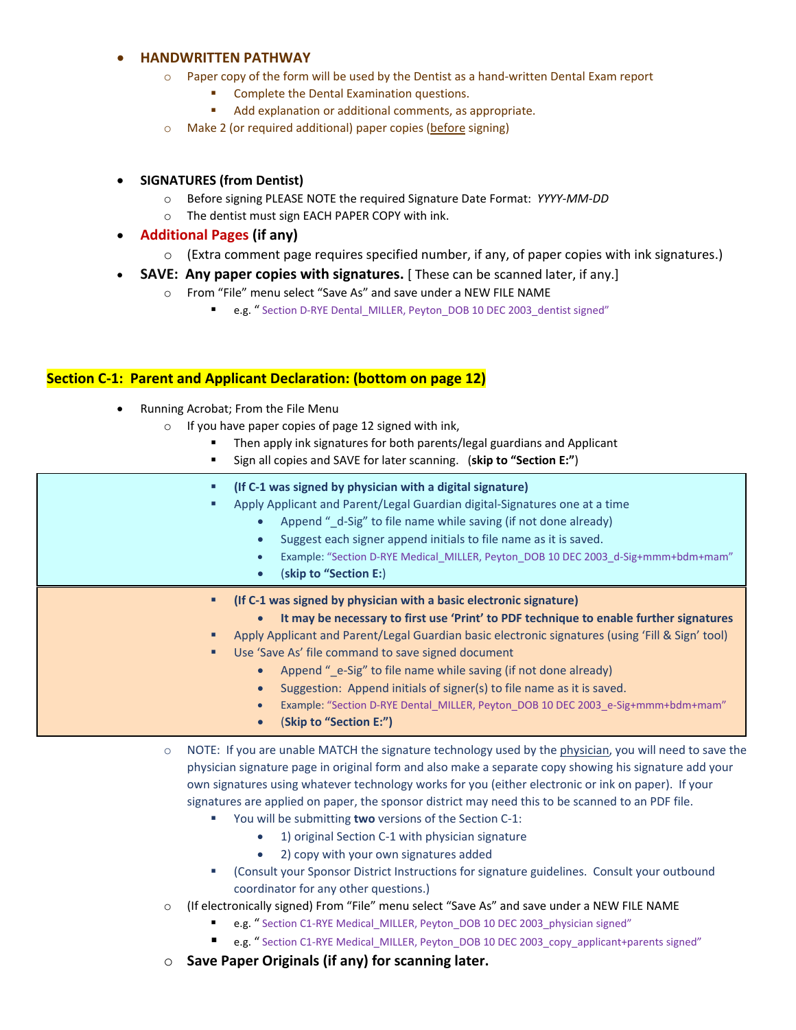- **HANDWRITTEN PATHWAY**
  - Paper copy of the form will be used by the Dentist as a hand-written Dental Exam report
    - Complete the Dental Examination questions.
    - Add explanation or additional comments, as appropriate.
  - Make 2 (or required additional) paper copies (before signing)

- **SIGNATURES (from Dentist)**
  - Before signing PLEASE NOTE the required Signature Date Format: *YYYY-MM-DD*
  - The dentist must sign EACH PAPER COPY with ink.
- **Additional Pages (if any)**
  - (Extra comment page requires specified number, if any, of paper copies with ink signatures.)
- **SAVE: Any paper copies with signatures.** [ These can be scanned later, if any.]
  - From "File" menu select "Save As" and save under a NEW FILE NAME
    - e.g. " Section D-RYE Dental_MILLER, Peyton_DOB 10 DEC 2003_dentist signed"

## Section C-1: Parent and Applicant Declaration: (bottom on page 12)

- Running Acrobat; From the File Menu
  - If you have paper copies of page 12 signed with ink,
    - Then apply ink signatures for both parents/legal guardians and Applicant
    - Sign all copies and SAVE for later scanning. (**skip to "Section E:"**)
    - **(If C-1 was signed by physician with a digital signature)**
    - Apply Applicant and Parent/Legal Guardian digital-Signatures one at a time
      - Append "_d-Sig" to file name while saving (if not done already)
      - Suggest each signer append initials to file name as it is saved.
      - Example: "Section D-RYE Medical_MILLER, Peyton_DOB 10 DEC 2003_d-Sig+mmm+bdm+mam"
      - (**skip to "Section E:**)
    - **(If C-1 was signed by physician with a basic electronic signature)**
      - **It may be necessary to first use 'Print' to PDF technique to enable further signatures**
    - Apply Applicant and Parent/Legal Guardian basic electronic signatures (using 'Fill & Sign' tool)
    - Use 'Save As' file command to save signed document
      - Append "_e-Sig" to file name while saving (if not done already)
      - Suggestion: Append initials of signer(s) to file name as it is saved.
      - Example: "Section D-RYE Dental_MILLER, Peyton_DOB 10 DEC 2003_e-Sig+mmm+bdm+mam"
      - (**Skip to "Section E:")**
  - NOTE: If you are unable MATCH the signature technology used by the physician, you will need to save the physician signature page in original form and also make a separate copy showing his signature add your own signatures using whatever technology works for you (either electronic or ink on paper). If your signatures are applied on paper, the sponsor district may need this to be scanned to an PDF file.
    - You will be submitting **two** versions of the Section C-1:
      - 1) original Section C-1 with physician signature
      - 2) copy with your own signatures added
    - (Consult your Sponsor District Instructions for signature guidelines. Consult your outbound coordinator for any other questions.)
  - (If electronically signed) From "File" menu select "Save As" and save under a NEW FILE NAME
    - e.g. " Section C1-RYE Medical_MILLER, Peyton_DOB 10 DEC 2003_physician signed"
    - e.g. " Section C1-RYE Medical_MILLER, Peyton_DOB 10 DEC 2003_copy_applicant+parents signed"
  - **Save Paper Originals (if any) for scanning later.**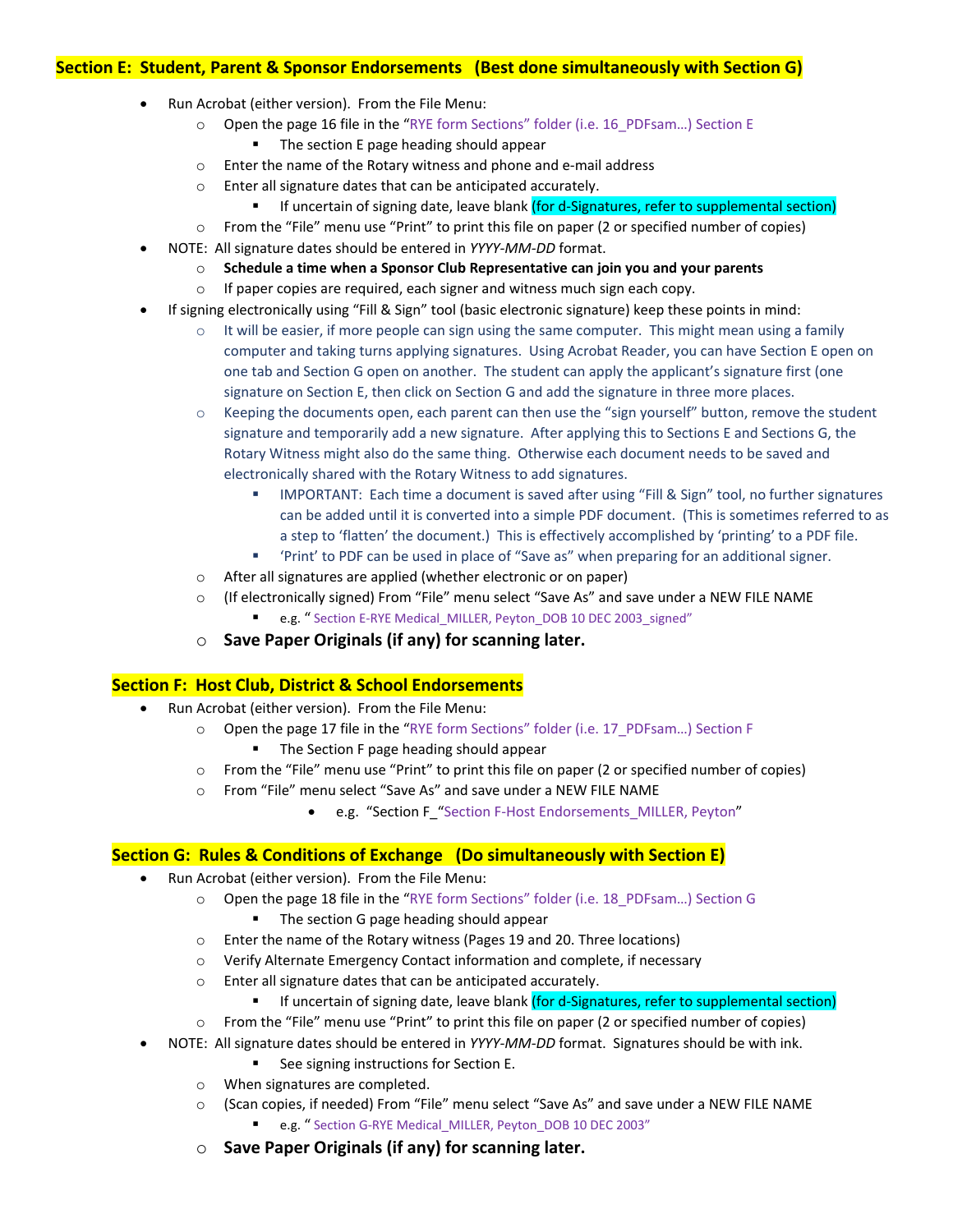## Section E: Student, Parent & Sponsor Endorsements (Best done simultaneously with Section G)

- Run Acrobat (either version). From the File Menu:
  - Open the page 16 file in the "RYE form Sections" folder (i.e. 16_PDFsam…) Section E
    - The section E page heading should appear
  - Enter the name of the Rotary witness and phone and e-mail address
  - Enter all signature dates that can be anticipated accurately.
    - If uncertain of signing date, leave blank (for d-Signatures, refer to supplemental section)
  - From the "File" menu use "Print" to print this file on paper (2 or specified number of copies)
- NOTE: All signature dates should be entered in *YYYY-MM-DD* format.
  - **Schedule a time when a Sponsor Club Representative can join you and your parents**
  - If paper copies are required, each signer and witness much sign each copy.
- If signing electronically using "Fill & Sign" tool (basic electronic signature) keep these points in mind:
  - It will be easier, if more people can sign using the same computer. This might mean using a family computer and taking turns applying signatures. Using Acrobat Reader, you can have Section E open on one tab and Section G open on another. The student can apply the applicant's signature first (one signature on Section E, then click on Section G and add the signature in three more places.
  - Keeping the documents open, each parent can then use the "sign yourself" button, remove the student signature and temporarily add a new signature. After applying this to Sections E and Sections G, the Rotary Witness might also do the same thing. Otherwise each document needs to be saved and electronically shared with the Rotary Witness to add signatures.
    - IMPORTANT: Each time a document is saved after using "Fill & Sign" tool, no further signatures can be added until it is converted into a simple PDF document. (This is sometimes referred to as a step to 'flatten' the document.) This is effectively accomplished by 'printing' to a PDF file.
    - 'Print' to PDF can be used in place of "Save as" when preparing for an additional signer.
  - After all signatures are applied (whether electronic or on paper)
  - (If electronically signed) From "File" menu select "Save As" and save under a NEW FILE NAME
    - e.g. " Section E-RYE Medical_MILLER, Peyton_DOB 10 DEC 2003_signed"
  - **Save Paper Originals (if any) for scanning later.**

## Section F: Host Club, District & School Endorsements

- Run Acrobat (either version). From the File Menu:
  - Open the page 17 file in the "RYE form Sections" folder (i.e. 17_PDFsam…) Section F
    - The Section F page heading should appear
  - From the "File" menu use "Print" to print this file on paper (2 or specified number of copies)
  - From "File" menu select "Save As" and save under a NEW FILE NAME
    - e.g. "Section F_"Section F-Host Endorsements_MILLER, Peyton"

## Section G: Rules & Conditions of Exchange (Do simultaneously with Section E)

- Run Acrobat (either version). From the File Menu:
  - Open the page 18 file in the "RYE form Sections" folder (i.e. 18_PDFsam…) Section G
    - The section G page heading should appear
  - Enter the name of the Rotary witness (Pages 19 and 20. Three locations)
  - Verify Alternate Emergency Contact information and complete, if necessary
  - Enter all signature dates that can be anticipated accurately.
    - If uncertain of signing date, leave blank (for d-Signatures, refer to supplemental section)
  - From the "File" menu use "Print" to print this file on paper (2 or specified number of copies)
- NOTE: All signature dates should be entered in *YYYY-MM-DD* format. Signatures should be with ink.
    - See signing instructions for Section E.
  - When signatures are completed.
  - (Scan copies, if needed) From "File" menu select "Save As" and save under a NEW FILE NAME
    - e.g. " Section G-RYE Medical_MILLER, Peyton_DOB 10 DEC 2003"
  - **Save Paper Originals (if any) for scanning later.**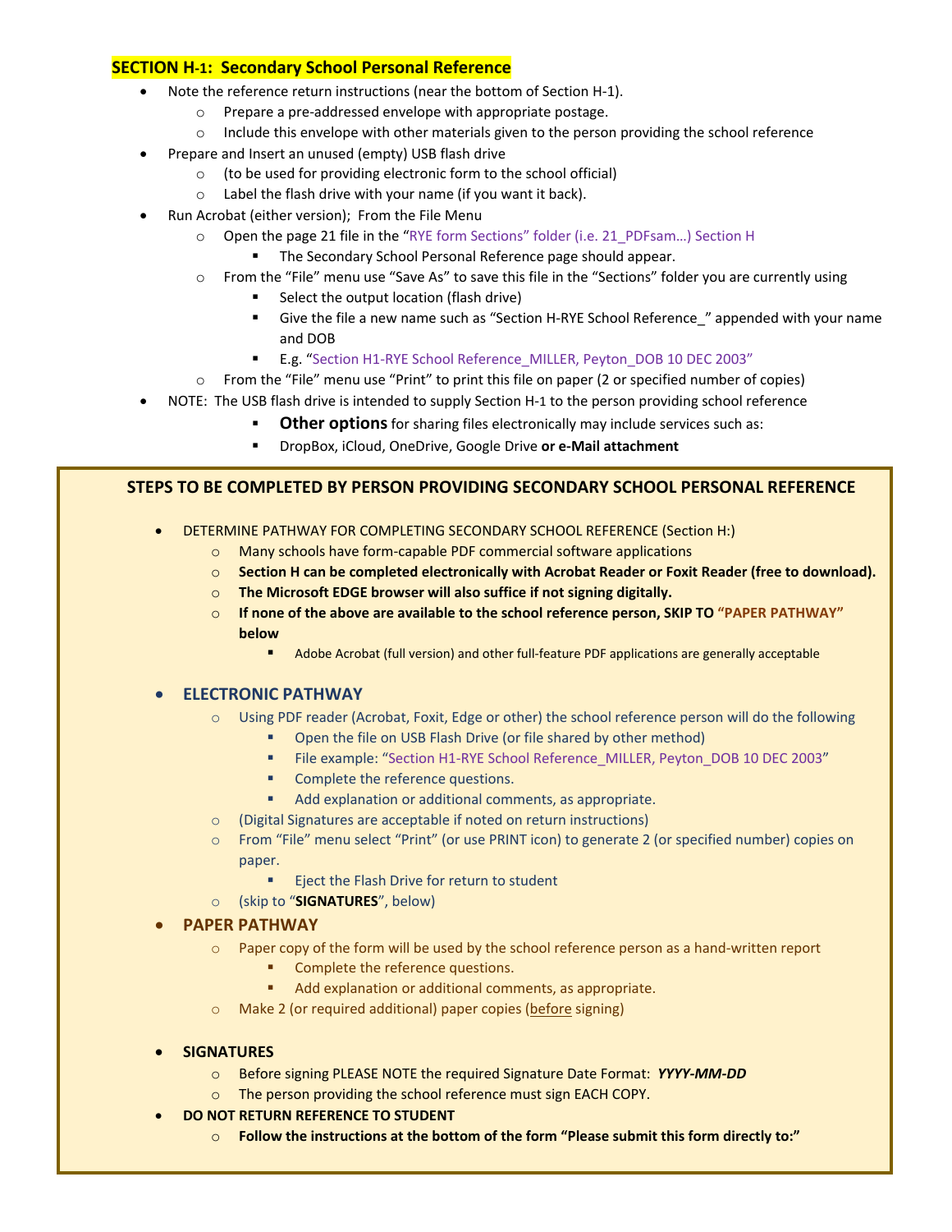## SECTION H-1: Secondary School Personal Reference

- Note the reference return instructions (near the bottom of Section H-1).
  - Prepare a pre-addressed envelope with appropriate postage.
  - Include this envelope with other materials given to the person providing the school reference
- Prepare and Insert an unused (empty) USB flash drive
  - (to be used for providing electronic form to the school official)
  - Label the flash drive with your name (if you want it back).
- Run Acrobat (either version); From the File Menu
  - Open the page 21 file in the "RYE form Sections" folder (i.e. 21_PDFsam…) Section H
    - The Secondary School Personal Reference page should appear.
  - From the "File" menu use "Save As" to save this file in the "Sections" folder you are currently using
    - Select the output location (flash drive)
    - Give the file a new name such as "Section H-RYE School Reference_" appended with your name and DOB
    - E.g. "Section H1-RYE School Reference_MILLER, Peyton_DOB 10 DEC 2003"
  - From the "File" menu use "Print" to print this file on paper (2 or specified number of copies)
- NOTE: The USB flash drive is intended to supply Section H-1 to the person providing school reference
    - **Other options** for sharing files electronically may include services such as:
    - DropBox, iCloud, OneDrive, Google Drive **or e-Mail attachment**

### STEPS TO BE COMPLETED BY PERSON PROVIDING SECONDARY SCHOOL PERSONAL REFERENCE

- DETERMINE PATHWAY FOR COMPLETING SECONDARY SCHOOL REFERENCE (Section H:)
  - Many schools have form-capable PDF commercial software applications
  - **Section H can be completed electronically with Acrobat Reader or Foxit Reader (free to download).**
  - **The Microsoft EDGE browser will also suffice if not signing digitally.**
  - **If none of the above are available to the school reference person, SKIP TO "PAPER PATHWAY" below**
    - Adobe Acrobat (full version) and other full-feature PDF applications are generally acceptable

- **ELECTRONIC PATHWAY**
  - Using PDF reader (Acrobat, Foxit, Edge or other) the school reference person will do the following
    - Open the file on USB Flash Drive (or file shared by other method)
    - File example: "Section H1-RYE School Reference_MILLER, Peyton_DOB 10 DEC 2003"
    - Complete the reference questions.
    - Add explanation or additional comments, as appropriate.
  - (Digital Signatures are acceptable if noted on return instructions)
  - From "File" menu select "Print" (or use PRINT icon) to generate 2 (or specified number) copies on paper.
    - Eject the Flash Drive for return to student
  - (skip to "**SIGNATURES**", below)
- **PAPER PATHWAY**
  - Paper copy of the form will be used by the school reference person as a hand-written report
    - Complete the reference questions.
    - Add explanation or additional comments, as appropriate.
  - Make 2 (or required additional) paper copies (before signing)

- **SIGNATURES**
  - Before signing PLEASE NOTE the required Signature Date Format: ***YYYY-MM-DD***
  - The person providing the school reference must sign EACH COPY.
- **DO NOT RETURN REFERENCE TO STUDENT**
  - **Follow the instructions at the bottom of the form "Please submit this form directly to:"**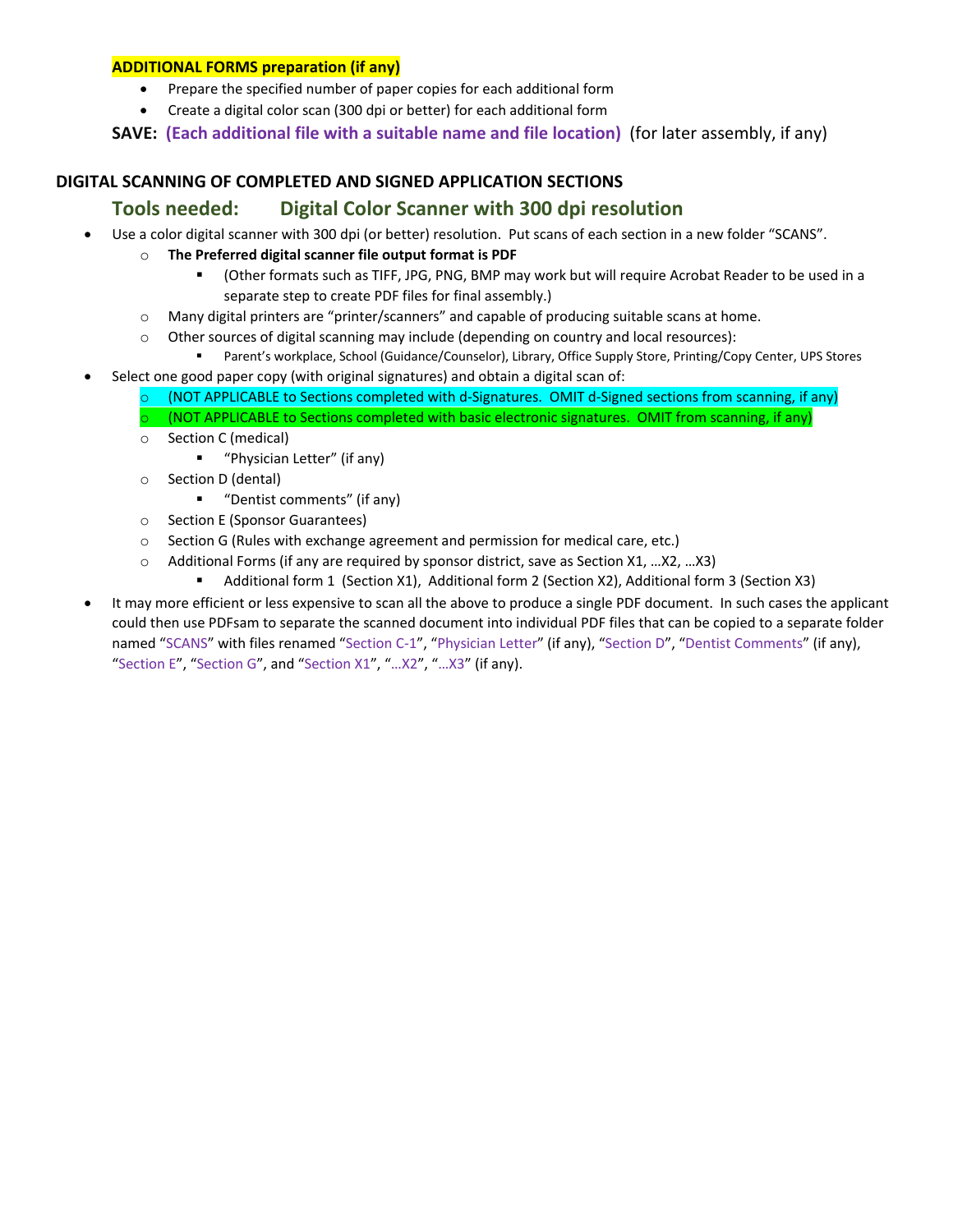**ADDITIONAL FORMS preparation (if any)**

- Prepare the specified number of paper copies for each additional form
- Create a digital color scan (300 dpi or better) for each additional form

**SAVE:** **(Each additional file with a suitable name and file location)** (for later assembly, if any)

**DIGITAL SCANNING OF COMPLETED AND SIGNED APPLICATION SECTIONS**

## Tools needed: Digital Color Scanner with 300 dpi resolution

- Use a color digital scanner with 300 dpi (or better) resolution. Put scans of each section in a new folder "SCANS".
  - **The Preferred digital scanner file output format is PDF**
    - (Other formats such as TIFF, JPG, PNG, BMP may work but will require Acrobat Reader to be used in a separate step to create PDF files for final assembly.)
  - Many digital printers are "printer/scanners" and capable of producing suitable scans at home.
  - Other sources of digital scanning may include (depending on country and local resources):
    - Parent's workplace, School (Guidance/Counselor), Library, Office Supply Store, Printing/Copy Center, UPS Stores
- Select one good paper copy (with original signatures) and obtain a digital scan of:
  - (NOT APPLICABLE to Sections completed with d-Signatures. OMIT d-Signed sections from scanning, if any)
  - (NOT APPLICABLE to Sections completed with basic electronic signatures. OMIT from scanning, if any)
  - Section C (medical)
    - "Physician Letter" (if any)
  - Section D (dental)
    - "Dentist comments" (if any)
  - Section E (Sponsor Guarantees)
  - Section G (Rules with exchange agreement and permission for medical care, etc.)
  - Additional Forms (if any are required by sponsor district, save as Section X1, …X2, …X3)
    - Additional form 1 (Section X1), Additional form 2 (Section X2), Additional form 3 (Section X3)
- It may more efficient or less expensive to scan all the above to produce a single PDF document. In such cases the applicant could then use PDFsam to separate the scanned document into individual PDF files that can be copied to a separate folder named "SCANS" with files renamed "Section C-1", "Physician Letter" (if any), "Section D", "Dentist Comments" (if any), "Section E", "Section G", and "Section X1", "…X2", "…X3" (if any).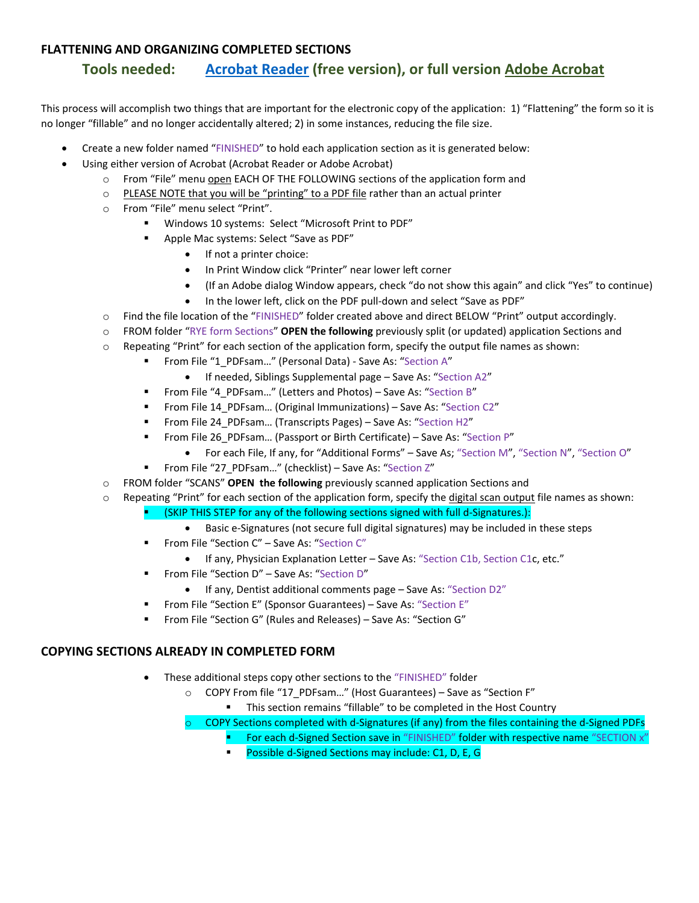## FLATTENING AND ORGANIZING COMPLETED SECTIONS

### Tools needed: Acrobat Reader (free version), or full version Adobe Acrobat

This process will accomplish two things that are important for the electronic copy of the application: 1) "Flattening" the form so it is no longer "fillable" and no longer accidentally altered; 2) in some instances, reducing the file size.

- Create a new folder named "FINISHED" to hold each application section as it is generated below:
- Using either version of Acrobat (Acrobat Reader or Adobe Acrobat)
  - From "File" menu open EACH OF THE FOLLOWING sections of the application form and
  - PLEASE NOTE that you will be "printing" to a PDF file rather than an actual printer
  - From "File" menu select "Print".
    - Windows 10 systems: Select "Microsoft Print to PDF"
    - Apple Mac systems: Select "Save as PDF"
      - If not a printer choice:
      - In Print Window click "Printer" near lower left corner
      - (If an Adobe dialog Window appears, check "do not show this again" and click "Yes" to continue)
      - In the lower left, click on the PDF pull-down and select "Save as PDF"
  - Find the file location of the "FINISHED" folder created above and direct BELOW "Print" output accordingly.
  - FROM folder "RYE form Sections" **OPEN the following** previously split (or updated) application Sections and
  - Repeating "Print" for each section of the application form, specify the output file names as shown:
    - From File "1_PDFsam…" (Personal Data) - Save As: "Section A"
      - If needed, Siblings Supplemental page – Save As: "Section A2"
    - From File "4_PDFsam…" (Letters and Photos) – Save As: "Section B"
    - From File 14_PDFsam… (Original Immunizations) – Save As: "Section C2"
    - From File 24_PDFsam… (Transcripts Pages) – Save As: "Section H2"
    - From File 26_PDFsam… (Passport or Birth Certificate) – Save As: "Section P"
      - For each File, If any, for "Additional Forms" – Save As; "Section M", "Section N", "Section O"
    - From File "27_PDFsam…" (checklist) – Save As: "Section Z"
  - FROM folder "SCANS" **OPEN the following** previously scanned application Sections and
  - Repeating "Print" for each section of the application form, specify the digital scan output file names as shown:
    - (SKIP THIS STEP for any of the following sections signed with full d-Signatures.):
      - Basic e-Signatures (not secure full digital signatures) may be included in these steps
    - From File "Section C" – Save As: "Section C"
      - If any, Physician Explanation Letter – Save As: "Section C1b, Section C1c, etc."
    - From File "Section D" – Save As: "Section D"
      - If any, Dentist additional comments page – Save As: "Section D2"
    - From File "Section E" (Sponsor Guarantees) – Save As: "Section E"
    - From File "Section G" (Rules and Releases) – Save As: "Section G"

## COPYING SECTIONS ALREADY IN COMPLETED FORM

- These additional steps copy other sections to the "FINISHED" folder
  - COPY From file "17_PDFsam…" (Host Guarantees) – Save as "Section F"
    - This section remains "fillable" to be completed in the Host Country
  - COPY Sections completed with d-Signatures (if any) from the files containing the d-Signed PDFs
    - For each d-Signed Section save in "FINISHED" folder with respective name "SECTION x"
    - Possible d-Signed Sections may include: C1, D, E, G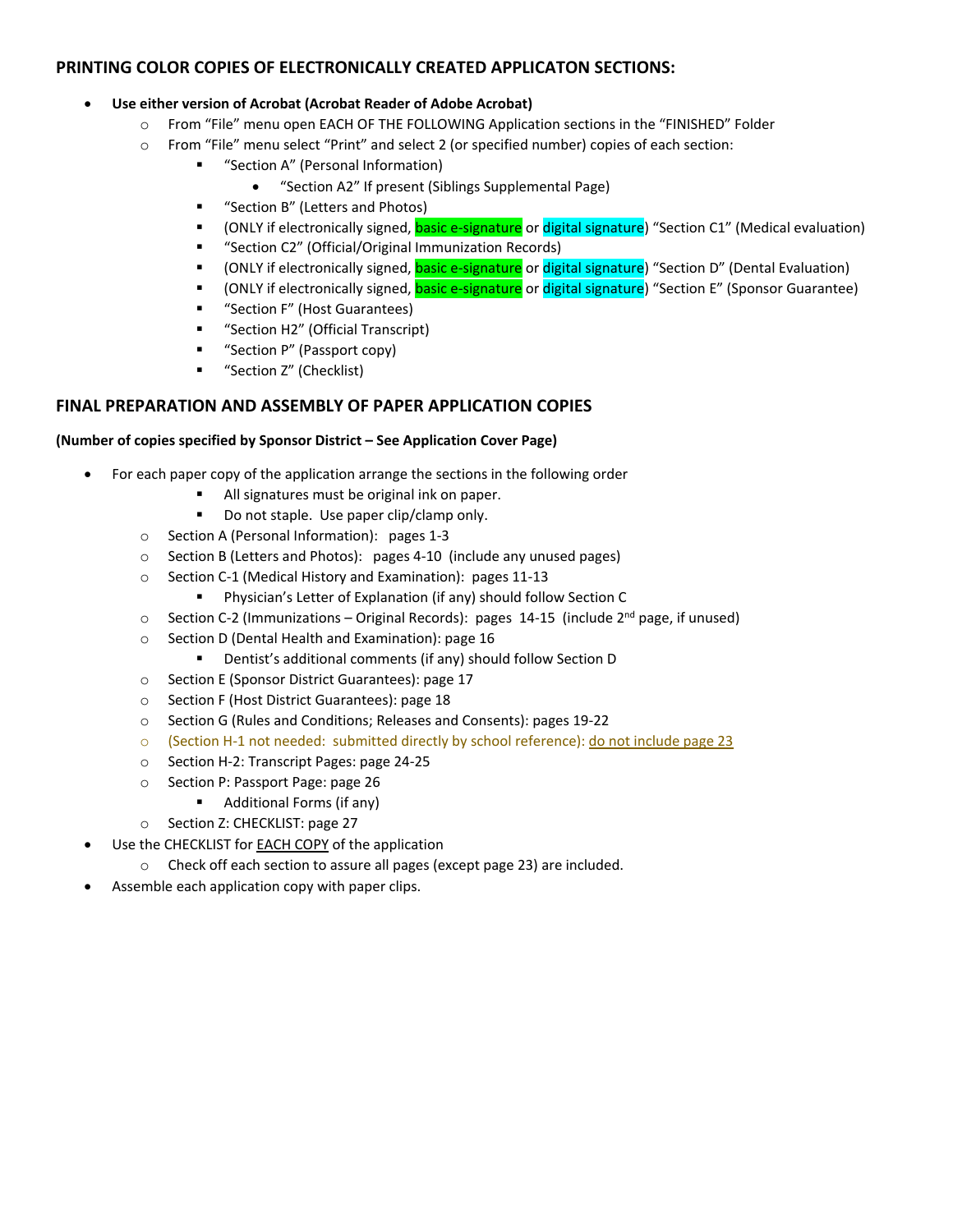## PRINTING COLOR COPIES OF ELECTRONICALLY CREATED APPLICATON SECTIONS:

- **Use either version of Acrobat (Acrobat Reader of Adobe Acrobat)**
  - From "File" menu open EACH OF THE FOLLOWING Application sections in the "FINISHED" Folder
  - From "File" menu select "Print" and select 2 (or specified number) copies of each section:
    - "Section A" (Personal Information)
      - "Section A2" If present (Siblings Supplemental Page)
    - "Section B" (Letters and Photos)
    - (ONLY if electronically signed, basic e-signature or digital signature) "Section C1" (Medical evaluation)
    - "Section C2" (Official/Original Immunization Records)
    - (ONLY if electronically signed, basic e-signature or digital signature) "Section D" (Dental Evaluation)
    - (ONLY if electronically signed, basic e-signature or digital signature) "Section E" (Sponsor Guarantee)
    - "Section F" (Host Guarantees)
    - "Section H2" (Official Transcript)
    - "Section P" (Passport copy)
    - "Section Z" (Checklist)

## FINAL PREPARATION AND ASSEMBLY OF PAPER APPLICATION COPIES

**(Number of copies specified by Sponsor District – See Application Cover Page)**

- For each paper copy of the application arrange the sections in the following order
    - All signatures must be original ink on paper.
    - Do not staple. Use paper clip/clamp only.
  - Section A (Personal Information): pages 1-3
  - Section B (Letters and Photos): pages 4-10 (include any unused pages)
  - Section C-1 (Medical History and Examination): pages 11-13
    - Physician's Letter of Explanation (if any) should follow Section C
  - Section C-2 (Immunizations – Original Records): pages 14-15 (include 2nd page, if unused)
  - Section D (Dental Health and Examination): page 16
    - Dentist's additional comments (if any) should follow Section D
  - Section E (Sponsor District Guarantees): page 17
  - Section F (Host District Guarantees): page 18
  - Section G (Rules and Conditions; Releases and Consents): pages 19-22
  - (Section H-1 not needed: submitted directly by school reference): do not include page 23
  - Section H-2: Transcript Pages: page 24-25
  - Section P: Passport Page: page 26
    - Additional Forms (if any)
  - Section Z: CHECKLIST: page 27
- Use the CHECKLIST for EACH COPY of the application
  - Check off each section to assure all pages (except page 23) are included.
- Assemble each application copy with paper clips.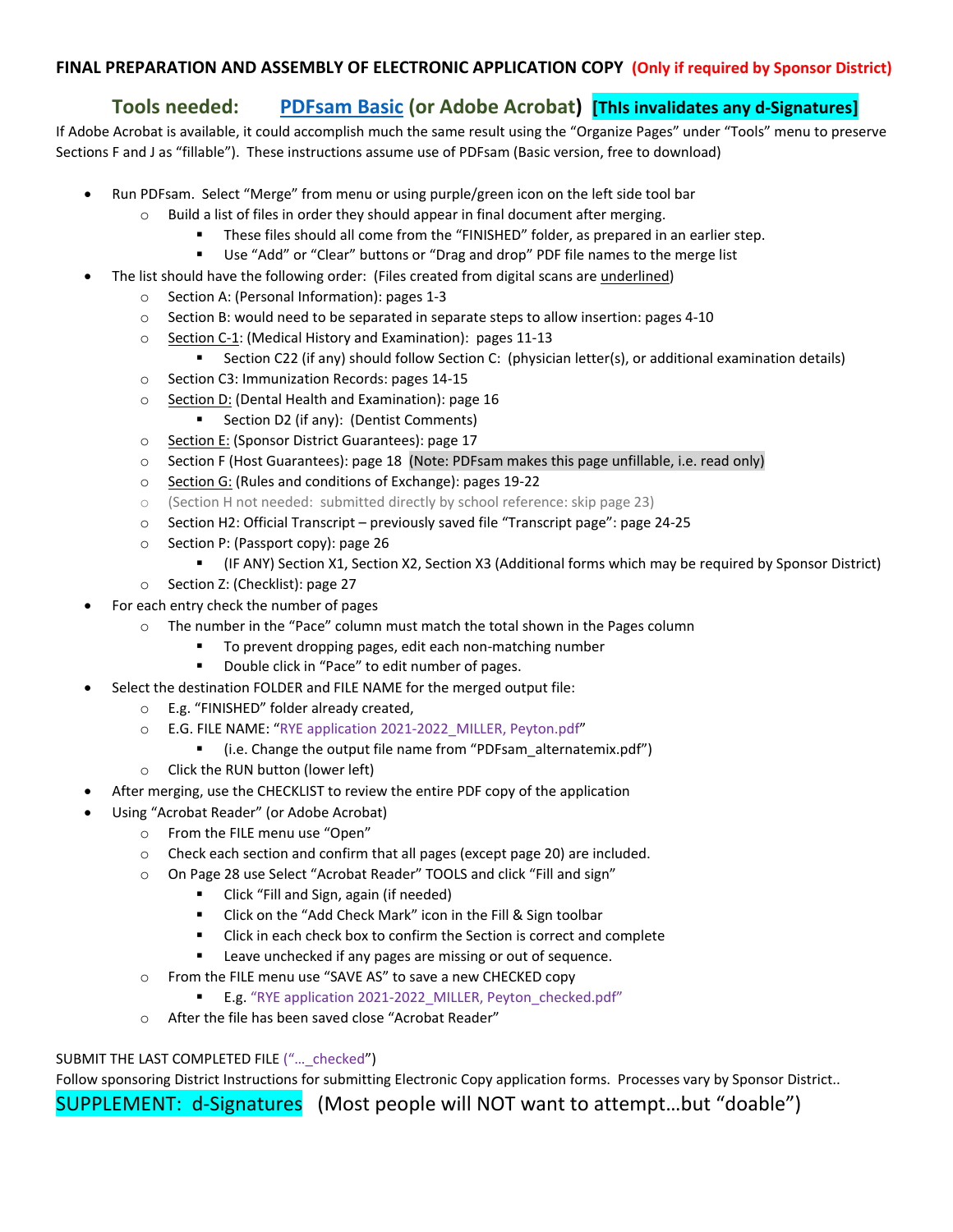# FINAL PREPARATION AND ASSEMBLY OF ELECTRONIC APPLICATION COPY (Only if required by Sponsor District)

## Tools needed: PDFsam Basic (or Adobe Acrobat) [ThIs invalidates any d-Signatures]

If Adobe Acrobat is available, it could accomplish much the same result using the "Organize Pages" under "Tools" menu to preserve Sections F and J as "fillable"). These instructions assume use of PDFsam (Basic version, free to download)

- Run PDFsam. Select "Merge" from menu or using purple/green icon on the left side tool bar
  - Build a list of files in order they should appear in final document after merging.
    - These files should all come from the "FINISHED" folder, as prepared in an earlier step.
    - Use "Add" or "Clear" buttons or "Drag and drop" PDF file names to the merge list
- The list should have the following order: (Files created from digital scans are <u>underlined</u>)
  - Section A: (Personal Information): pages 1-3
  - Section B: would need to be separated in separate steps to allow insertion: pages 4-10
  - <u>Section C-1</u>: (Medical History and Examination): pages 11-13
    - Section C22 (if any) should follow Section C: (physician letter(s), or additional examination details)
  - Section C3: Immunization Records: pages 14-15
  - <u>Section D:</u> (Dental Health and Examination): page 16
    - Section D2 (if any): (Dentist Comments)
  - <u>Section E:</u> (Sponsor District Guarantees): page 17
  - Section F (Host Guarantees): page 18 (Note: PDFsam makes this page unfillable, i.e. read only)
  - <u>Section G:</u> (Rules and conditions of Exchange): pages 19-22
  - (Section H not needed: submitted directly by school reference: skip page 23)
  - Section H2: Official Transcript – previously saved file "Transcript page": page 24-25
  - Section P: (Passport copy): page 26
    - (IF ANY) Section X1, Section X2, Section X3 (Additional forms which may be required by Sponsor District)
  - Section Z: (Checklist): page 27
- For each entry check the number of pages
  - The number in the "Pace" column must match the total shown in the Pages column
    - To prevent dropping pages, edit each non-matching number
    - Double click in "Pace" to edit number of pages.
- Select the destination FOLDER and FILE NAME for the merged output file:
  - E.g. "FINISHED" folder already created,
  - E.G. FILE NAME: "RYE application 2021-2022_MILLER, Peyton.pdf"
    - (i.e. Change the output file name from "PDFsam_alternatemix.pdf")
  - Click the RUN button (lower left)
- After merging, use the CHECKLIST to review the entire PDF copy of the application
- Using "Acrobat Reader" (or Adobe Acrobat)
  - From the FILE menu use "Open"
  - Check each section and confirm that all pages (except page 20) are included.
  - On Page 28 use Select "Acrobat Reader" TOOLS and click "Fill and sign"
    - Click "Fill and Sign, again (if needed)
    - Click on the "Add Check Mark" icon in the Fill & Sign toolbar
    - Click in each check box to confirm the Section is correct and complete
    - Leave unchecked if any pages are missing or out of sequence.
  - From the FILE menu use "SAVE AS" to save a new CHECKED copy
    - E.g. "RYE application 2021-2022_MILLER, Peyton_checked.pdf"
  - After the file has been saved close "Acrobat Reader"

SUBMIT THE LAST COMPLETED FILE ("…_checked")

Follow sponsoring District Instructions for submitting Electronic Copy application forms. Processes vary by Sponsor District..

## SUPPLEMENT: d-Signatures (Most people will NOT want to attempt…but "doable")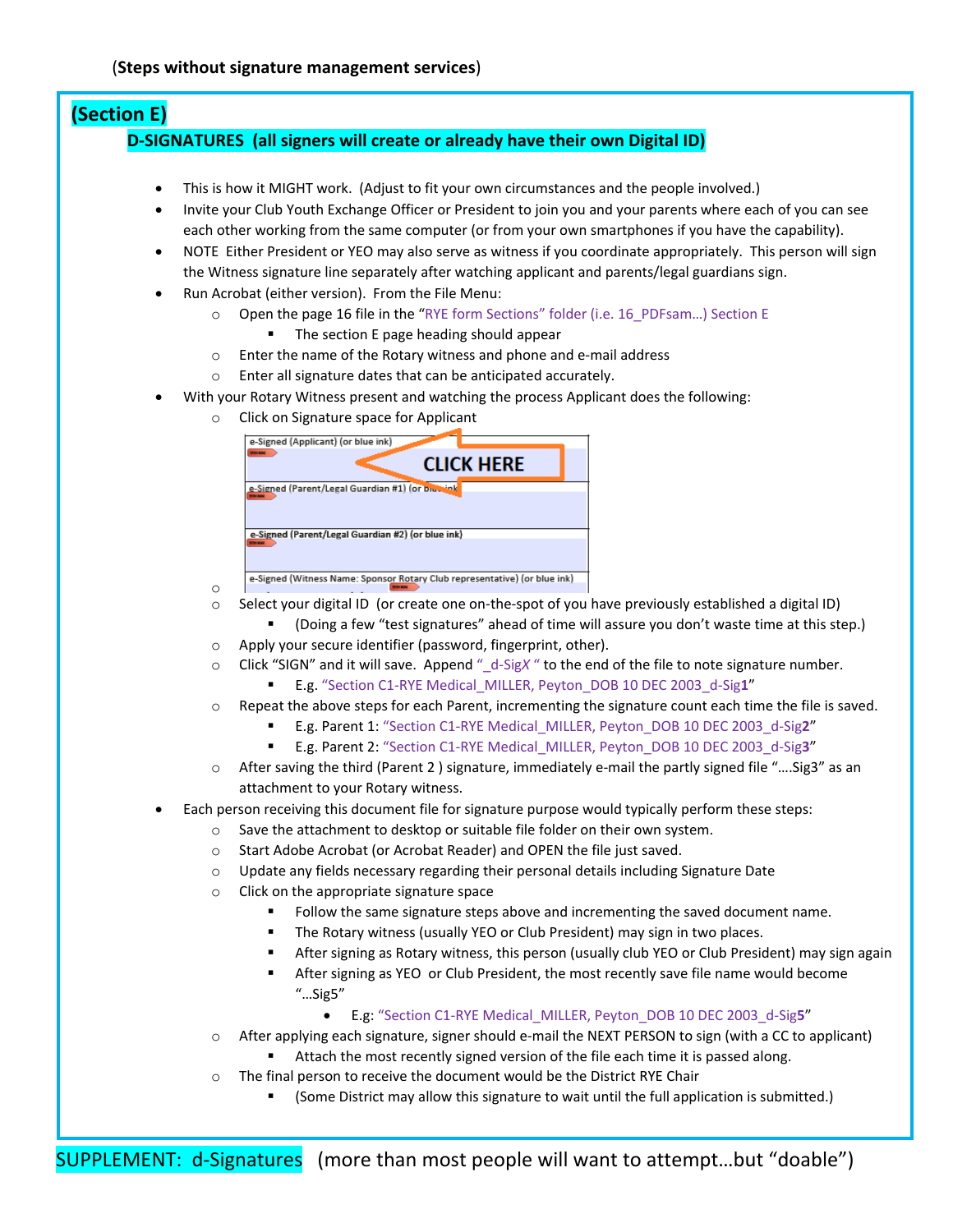(**Steps without signature management services**)

## (Section E)

### D-SIGNATURES (all signers will create or already have their own Digital ID)

- This is how it MIGHT work. (Adjust to fit your own circumstances and the people involved.)
- Invite your Club Youth Exchange Officer or President to join you and your parents where each of you can see each other working from the same computer (or from your own smartphones if you have the capability).
- NOTE Either President or YEO may also serve as witness if you coordinate appropriately. This person will sign the Witness signature line separately after watching applicant and parents/legal guardians sign.
- Run Acrobat (either version). From the File Menu:
  - Open the page 16 file in the "RYE form Sections" folder (i.e. 16_PDFsam…) Section E
    - The section E page heading should appear
  - Enter the name of the Rotary witness and phone and e-mail address
  - Enter all signature dates that can be anticipated accurately.
- With your Rotary Witness present and watching the process Applicant does the following:
  - Click on Signature space for Applicant

    e-Signed (Applicant) (or blue ink) — CLICK HERE
    e-Signed (Parent/Legal Guardian #1) (or blue ink)
    e-Signed (Parent/Legal Guardian #2) (or blue ink)
    e-Signed (Witness Name: Sponsor Rotary Club representative) (or blue ink)

  - Select your digital ID (or create one on-the-spot of you have previously established a digital ID)
    - (Doing a few "test signatures" ahead of time will assure you don't waste time at this step.)
  - Apply your secure identifier (password, fingerprint, other).
  - Click "SIGN" and it will save. Append "_d-Sig*X*" to the end of the file to note signature number.
    - E.g. "Section C1-RYE Medical_MILLER, Peyton_DOB 10 DEC 2003_d-Sig**1**"
  - Repeat the above steps for each Parent, incrementing the signature count each time the file is saved.
    - E.g. Parent 1: "Section C1-RYE Medical_MILLER, Peyton_DOB 10 DEC 2003_d-Sig**2**"
    - E.g. Parent 2: "Section C1-RYE Medical_MILLER, Peyton_DOB 10 DEC 2003_d-Sig**3**"
  - After saving the third (Parent 2 ) signature, immediately e-mail the partly signed file "….Sig3" as an attachment to your Rotary witness.
- Each person receiving this document file for signature purpose would typically perform these steps:
  - Save the attachment to desktop or suitable file folder on their own system.
  - Start Adobe Acrobat (or Acrobat Reader) and OPEN the file just saved.
  - Update any fields necessary regarding their personal details including Signature Date
  - Click on the appropriate signature space
    - Follow the same signature steps above and incrementing the saved document name.
    - The Rotary witness (usually YEO or Club President) may sign in two places.
    - After signing as Rotary witness, this person (usually club YEO or Club President) may sign again
    - After signing as YEO or Club President, the most recently save file name would become "…Sig5"
      - E.g: "Section C1-RYE Medical_MILLER, Peyton_DOB 10 DEC 2003_d-Sig**5**"
  - After applying each signature, signer should e-mail the NEXT PERSON to sign (with a CC to applicant)
    - Attach the most recently signed version of the file each time it is passed along.
  - The final person to receive the document would be the District RYE Chair
    - (Some District may allow this signature to wait until the full application is submitted.)

SUPPLEMENT: d-Signatures (more than most people will want to attempt…but "doable")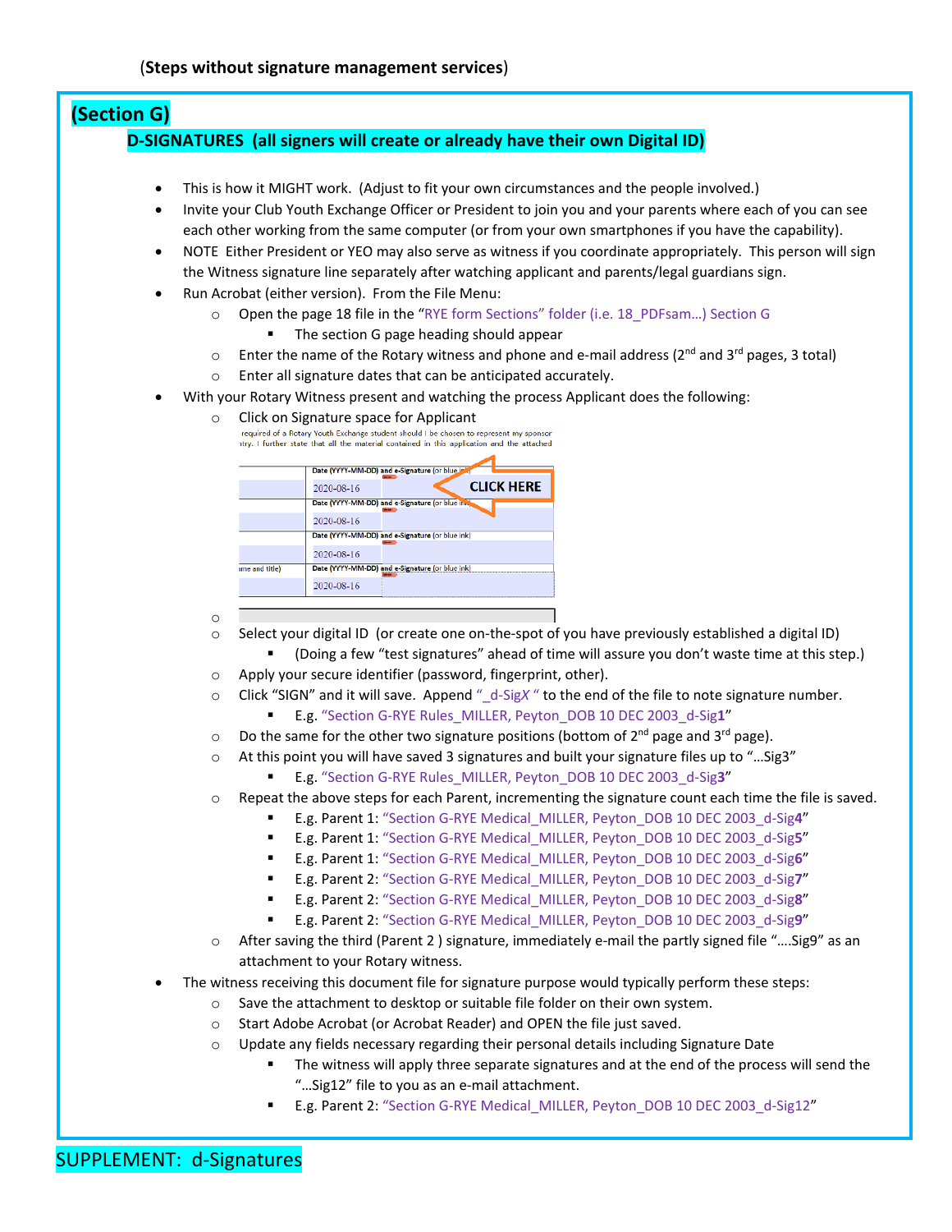(**Steps without signature management services**)

## (Section G)

### D-SIGNATURES (all signers will create or already have their own Digital ID)

- This is how it MIGHT work. (Adjust to fit your own circumstances and the people involved.)
- Invite your Club Youth Exchange Officer or President to join you and your parents where each of you can see each other working from the same computer (or from your own smartphones if you have the capability).
- NOTE Either President or YEO may also serve as witness if you coordinate appropriately. This person will sign the Witness signature line separately after watching applicant and parents/legal guardians sign.
- Run Acrobat (either version). From the File Menu:
  - Open the page 18 file in the "RYE form Sections" folder (i.e. 18_PDFsam…) Section G
    - The section G page heading should appear
  - Enter the name of the Rotary witness and phone and e-mail address (2nd and 3rd pages, 3 total)
  - Enter all signature dates that can be anticipated accurately.
- With your Rotary Witness present and watching the process Applicant does the following:
  - Click on Signature space for Applicant

    required of a Rotary Youth Exchange student should I be chosen to represent my sponsor ...ntry. I further state that all the material contained in this application and the attached

    Date (YYYY-MM-DD) and e-Signature (or blue ink)
    2020-08-16
    CLICK HERE
    Date (YYYY-MM-DD) and e-Signature (or blue ink)
    2020-08-16
    Date (YYYY-MM-DD) and e-Signature (or blue ink)
    2020-08-16
    ...me and title)
    Date (YYYY-MM-DD) and e-Signature (or blue ink)
    2020-08-16

  - Select your digital ID (or create one on-the-spot of you have previously established a digital ID)
    - (Doing a few "test signatures" ahead of time will assure you don't waste time at this step.)
  - Apply your secure identifier (password, fingerprint, other).
  - Click "SIGN" and it will save. Append "_d-Sig*X* " to the end of the file to note signature number.
    - E.g. "Section G-RYE Rules_MILLER, Peyton_DOB 10 DEC 2003_d-Sig**1**"
  - Do the same for the other two signature positions (bottom of 2nd page and 3rd page).
  - At this point you will have saved 3 signatures and built your signature files up to "…Sig3"
    - E.g. "Section G-RYE Rules_MILLER, Peyton_DOB 10 DEC 2003_d-Sig**3**"
  - Repeat the above steps for each Parent, incrementing the signature count each time the file is saved.
    - E.g. Parent 1: "Section G-RYE Medical_MILLER, Peyton_DOB 10 DEC 2003_d-Sig**4**"
    - E.g. Parent 1: "Section G-RYE Medical_MILLER, Peyton_DOB 10 DEC 2003_d-Sig**5**"
    - E.g. Parent 1: "Section G-RYE Medical_MILLER, Peyton_DOB 10 DEC 2003_d-Sig**6**"
    - E.g. Parent 2: "Section G-RYE Medical_MILLER, Peyton_DOB 10 DEC 2003_d-Sig**7**"
    - E.g. Parent 2: "Section G-RYE Medical_MILLER, Peyton_DOB 10 DEC 2003_d-Sig**8**"
    - E.g. Parent 2: "Section G-RYE Medical_MILLER, Peyton_DOB 10 DEC 2003_d-Sig**9**"
  - After saving the third (Parent 2 ) signature, immediately e-mail the partly signed file "….Sig9" as an attachment to your Rotary witness.
- The witness receiving this document file for signature purpose would typically perform these steps:
  - Save the attachment to desktop or suitable file folder on their own system.
  - Start Adobe Acrobat (or Acrobat Reader) and OPEN the file just saved.
  - Update any fields necessary regarding their personal details including Signature Date
    - The witness will apply three separate signatures and at the end of the process will send the "…Sig12" file to you as an e-mail attachment.
    - E.g. Parent 2: "Section G-RYE Medical_MILLER, Peyton_DOB 10 DEC 2003_d-Sig12"

SUPPLEMENT: d-Signatures